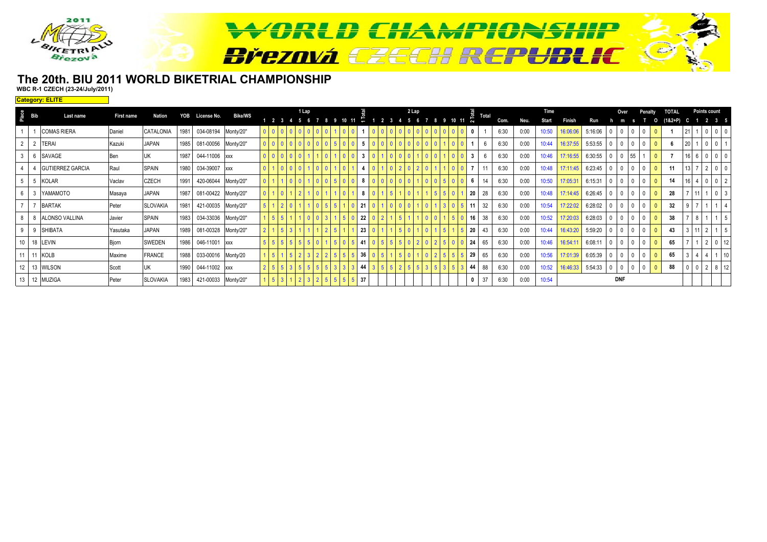# WORLD CHAMPIONSHIP Březová CZECH REPUBLIC

## The 20th. BIU 2011 WORLD BIKETRIAL CHAMPIONSHIP

**WBC R-1 CZECH (23-24/July/2011)**

**Category: ELITE**

| Place | Bib | Last name | First name | Nation | YOB | License No. | Bike/WS | 1 Lap | | | | | | | | | | | 1 Total | 2 Lap | | | | | | | | | | | 2 Total | Total | Com. | Neu. | Time | | | Over | | | Penalty | | TOTAL | Points count | | | | |
|---|---|---|---|---|---|---|---|---|---|---|---|---|---|---|---|---|---|---|---|---|---|---|---|---|---|---|---|---|---|---|---|---|---|---|---|---|---|---|---|---|---|---|---|---|---|---|---|---|
| | | | | | | | | 1 | 2 | 3 | 4 | 5 | 6 | 7 | 8 | 9 | 10 | 11 | | 1 | 2 | 3 | 4 | 5 | 6 | 7 | 8 | 9 | 10 | 11 | | | | | Start | Finish | Run | h | m | s | T | O | (1&2+P) | C | 1 | 2 | 3 | 5 |
| 1 | 1 | COMAS RIERA | Daniel | CATALONIA | 1981 | 034-08194 | Monty/20" | 0 | 0 | 0 | 0 | 0 | 0 | 0 | 0 | 1 | 0 | 0 | 1 | 0 | 0 | 0 | 0 | 0 | 0 | 0 | 0 | 0 | 0 | 0 | 0 | 1 | 6:30 | 0:00 | 10:50 | 16:06:06 | 5:16:06 | 0 | 0 | 0 | 0 | 0 | 1 | 21 | 1 | 0 | 0 | 0 |
| 2 | 2 | TERAI | Kazuki | JAPAN | 1985 | 081-00056 | Monty/20" | 0 | 0 | 0 | 0 | 0 | 0 | 0 | 0 | 5 | 0 | 0 | 5 | 0 | 0 | 0 | 0 | 0 | 0 | 0 | 0 | 1 | 0 | 0 | 1 | 6 | 6:30 | 0:00 | 10:44 | 16:37:55 | 5:53:55 | 0 | 0 | 0 | 0 | 0 | 6 | 20 | 1 | 0 | 0 | 1 |
| 3 | 6 | SAVAGE | Ben | UK | 1987 | 044-11006 | xxx | 0 | 0 | 0 | 0 | 0 | 1 | 1 | 0 | 1 | 0 | 0 | 3 | 0 | 1 | 0 | 0 | 0 | 1 | 0 | 0 | 1 | 0 | 0 | 3 | 6 | 6:30 | 0:00 | 10:46 | 17:16:55 | 6:30:55 | 0 | 0 | 55 | 1 | 0 | 7 | 16 | 6 | 0 | 0 | 0 |
| 4 | 4 | GUTIERREZ GARCIA | Raul | SPAIN | 1980 | 034-39007 | xxx | 0 | 1 | 0 | 0 | 0 | 1 | 0 | 0 | 1 | 0 | 1 | 4 | 0 | 1 | 0 | 2 | 0 | 2 | 0 | 1 | 1 | 0 | 0 | 7 | 11 | 6:30 | 0:00 | 10:48 | 17:11:45 | 6:23:45 | 0 | 0 | 0 | 0 | 0 | 11 | 13 | 7 | 2 | 0 | 0 |
| 5 | 5 | KOLAR | Vaclav | CZECH | 1991 | 420-06044 | Monty/20" | 0 | 1 | 1 | 0 | 0 | 1 | 0 | 0 | 5 | 0 | 0 | 8 | 0 | 0 | 0 | 0 | 0 | 1 | 0 | 0 | 5 | 0 | 0 | 6 | 14 | 6:30 | 0:00 | 10:50 | 17:05:31 | 6:15:31 | 0 | 0 | 0 | 0 | 0 | 14 | 16 | 4 | 0 | 0 | 2 |
| 6 | 3 | YAMAMOTO | Masaya | JAPAN | 1987 | 081-00422 | Monty/20" | 0 | 1 | 0 | 1 | 2 | 1 | 0 | 1 | 1 | 0 | 1 | 8 | 0 | 1 | 5 | 1 | 0 | 1 | 1 | 5 | 5 | 0 | 1 | 20 | 28 | 6:30 | 0:00 | 10:48 | 17:14:45 | 6:26:45 | 0 | 0 | 0 | 0 | 0 | 28 | 7 | 11 | 1 | 0 | 3 |
| 7 | 7 | BARTAK | Peter | SLOVAKIA | 1981 | 421-00035 | Monty/20" | 5 | 1 | 2 | 0 | 1 | 1 | 0 | 5 | 5 | 1 | 0 | 21 | 0 | 1 | 0 | 0 | 0 | 1 | 0 | 1 | 3 | 0 | 5 | 11 | 32 | 6:30 | 0:00 | 10:54 | 17:22:02 | 6:28:02 | 0 | 0 | 0 | 0 | 0 | 32 | 9 | 7 | 1 | 1 | 4 |
| 8 | 8 | ALONSO VALLINA | Javier | SPAIN | 1983 | 034-33036 | Monty/20" | 1 | 5 | 5 | 1 | 1 | 0 | 0 | 3 | 1 | 5 | 0 | 22 | 0 | 2 | 1 | 5 | 1 | 1 | 0 | 0 | 1 | 5 | 0 | 16 | 38 | 6:30 | 0:00 | 10:52 | 17:20:03 | 6:28:03 | 0 | 0 | 0 | 0 | 0 | 38 | 7 | 8 | 1 | 1 | 5 |
| 9 | 9 | SHIBATA | Yasutaka | JAPAN | 1989 | 081-00328 | Monty/20" | 2 | 1 | 5 | 3 | 1 | 1 | 1 | 2 | 5 | 1 | 1 | 23 | 0 | 1 | 1 | 5 | 0 | 1 | 0 | 1 | 5 | 1 | 5 | 20 | 43 | 6:30 | 0:00 | 10:44 | 16:43:20 | 5:59:20 | 0 | 0 | 0 | 0 | 0 | 43 | 3 | 11 | 2 | 1 | 5 |
| 10 | 18 | LEVIN | Bjorn | SWEDEN | 1986 | 046-11001 | xxx | 5 | 5 | 5 | 5 | 5 | 5 | 0 | 1 | 5 | 0 | 5 | 41 | 0 | 5 | 5 | 5 | 0 | 2 | 0 | 2 | 5 | 0 | 0 | 24 | 65 | 6:30 | 0:00 | 10:46 | 16:54:11 | 6:08:11 | 0 | 0 | 0 | 0 | 0 | 65 | 7 | 1 | 2 | 0 | 12 |
| 11 | 11 | KOLB | Maxime | FRANCE | 1988 | 033-00016 | Monty/20 | 1 | 5 | 1 | 5 | 2 | 3 | 2 | 2 | 5 | 5 | 5 | 36 | 0 | 5 | 1 | 5 | 0 | 1 | 0 | 2 | 5 | 5 | 5 | 29 | 65 | 6:30 | 0:00 | 10:56 | 17:01:39 | 6:05:39 | 0 | 0 | 0 | 0 | 0 | 65 | 3 | 4 | 4 | 1 | 10 |
| 12 | 13 | WILSON | Scott | UK | 1990 | 044-11002 | xxx | 2 | 5 | 5 | 3 | 5 | 5 | 5 | 5 | 3 | 3 | 3 | 44 | 3 | 5 | 5 | 2 | 5 | 5 | 3 | 5 | 3 | 5 | 3 | 44 | 88 | 6:30 | 0:00 | 10:52 | 16:46:33 | 5:54:33 | 0 | 0 | 0 | 0 | 0 | 88 | 0 | 0 | 2 | 8 | 12 |
| 13 | 12 | MUZIGA | Peter | SLOVAKIA | 1983 | 421-00033 | Monty/20" | 1 | 5 | 3 | 1 | 2 | 3 | 2 | 5 | 5 | 5 | 5 | 37 | | | | | | | | | | | | 0 | 37 | 6:30 | 0:00 | 10:54 | | | | DNF | | | | | | | | | |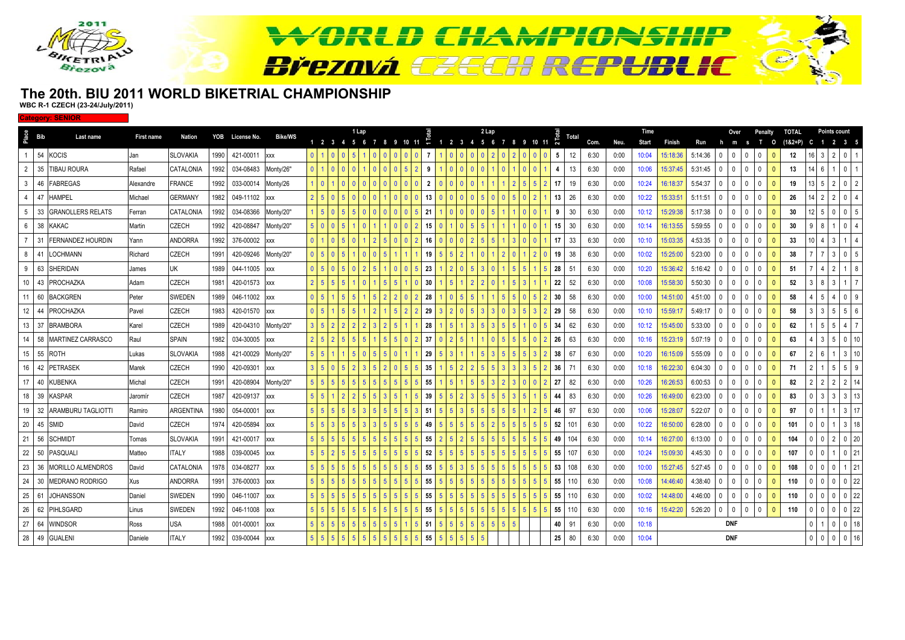# The 20th. BIU 2011 WORLD BIKETRIAL CHAMPIONSHIP

**WBC R-1 CZECH (23-24/July/2011)**

**Category: SENIOR**

| Place | Bib | Last name | First name | Nation | YOB | License No. | Bike/WS | 1 Lap | | | | | | | | | | | 1 Total | 2 Lap | | | | | | | | | | | 2 Total | Total | Com. | Neu. | Time | | | Over | | | Penalty | | TOTAL | Points count | | | | |
|---|---|---|---|---|---|---|---|---|---|---|---|---|---|---|---|---|---|---|---|---|---|---|---|---|---|---|---|---|---|---|---|---|---|---|---|---|---|---|---|---|---|---|---|---|---|---|---|---|
| | | | | | | | | 1 | 2 | 3 | 4 | 5 | 6 | 7 | 8 | 9 | 10 | 11 | | 1 | 2 | 3 | 4 | 5 | 6 | 7 | 8 | 9 | 10 | 11 | | | | | Start | Finish | Run | h | m | s | T | O | (1&2+P) | C | 1 | 2 | 3 | 5 |
| 1 | 54 | KOCIS | Jan | SLOVAKIA | 1990 | 421-00011 | xxx | 0 | 1 | 0 | 0 | 5 | 1 | 0 | 0 | 0 | 0 | 0 | 7 | 1 | 0 | 0 | 0 | 0 | 2 | 0 | 2 | 0 | 0 | 0 | 5 | 12 | 6:30 | 0:00 | 10:04 | 15:18:36 | 5:14:36 | 0 | 0 | 0 | 0 | 0 | 12 | 16 | 3 | 2 | 0 | 1 |
| 2 | 35 | TIBAU ROURA | Rafael | CATALONIA | 1992 | 034-08483 | Monty/26" | 0 | 1 | 0 | 0 | 0 | 1 | 0 | 0 | 0 | 5 | 2 | 9 | 1 | 0 | 0 | 0 | 0 | 1 | 0 | 1 | 0 | 0 | 1 | 4 | 13 | 6:30 | 0:00 | 10:06 | 15:37:45 | 5:31:45 | 0 | 0 | 0 | 0 | 0 | 13 | 14 | 6 | 1 | 0 | 1 |
| 3 | 46 | FABREGAS | Alexandre | FRANCE | 1992 | 033-00014 | Monty/26 | 1 | 0 | 1 | 0 | 0 | 0 | 0 | 0 | 0 | 0 | 0 | 2 | 0 | 0 | 0 | 0 | 1 | 1 | 1 | 2 | 5 | 5 | 2 | 17 | 19 | 6:30 | 0:00 | 10:24 | 16:18:37 | 5:54:37 | 0 | 0 | 0 | 0 | 0 | 19 | 13 | 5 | 2 | 0 | 2 |
| 4 | 47 | HAMPEL | Michael | GERMANY | 1982 | 049-11102 | xxx | 2 | 5 | 0 | 5 | 0 | 0 | 1 | 0 | 0 | 0 | 0 | 13 | 0 | 0 | 0 | 0 | 5 | 0 | 0 | 5 | 0 | 2 | 1 | 13 | 26 | 6:30 | 0:00 | 10:22 | 15:33:51 | 5:11:51 | 0 | 0 | 0 | 0 | 0 | 26 | 14 | 2 | 2 | 0 | 4 |
| 5 | 33 | GRANOLLERS RELATS | Ferran | CATALONIA | 1992 | 034-08366 | Monty/20" | 1 | 5 | 0 | 5 | 5 | 0 | 0 | 0 | 0 | 0 | 5 | 21 | 1 | 0 | 0 | 0 | 0 | 5 | 1 | 1 | 0 | 0 | 1 | 9 | 30 | 6:30 | 0:00 | 10:12 | 15:29:38 | 5:17:38 | 0 | 0 | 0 | 0 | 0 | 30 | 12 | 5 | 0 | 0 | 5 |
| 6 | 38 | KAKAC | Martin | CZECH | 1992 | 420-08847 | Monty/20" | 5 | 0 | 0 | 5 | 1 | 0 | 1 | 1 | 0 | 0 | 2 | 15 | 0 | 1 | 0 | 5 | 5 | 1 | 1 | 1 | 0 | 0 | 1 | 15 | 30 | 6:30 | 0:00 | 10:14 | 16:13:55 | 5:59:55 | 0 | 0 | 0 | 0 | 0 | 30 | 9 | 8 | 1 | 0 | 4 |
| 7 | 31 | FERNANDEZ HOURDIN | Yann | ANDORRA | 1992 | 376-00002 | xxx | 0 | 1 | 0 | 5 | 0 | 1 | 2 | 5 | 0 | 0 | 2 | 16 | 0 | 0 | 0 | 2 | 5 | 5 | 1 | 3 | 0 | 0 | 1 | 17 | 33 | 6:30 | 0:00 | 10:10 | 15:03:35 | 4:53:35 | 0 | 0 | 0 | 0 | 0 | 33 | 10 | 4 | 3 | 1 | 4 |
| 8 | 41 | LOCHMANN | Richard | CZECH | 1991 | 420-09246 | Monty/20" | 0 | 5 | 0 | 5 | 1 | 0 | 0 | 5 | 1 | 1 | 1 | 19 | 5 | 5 | 2 | 1 | 0 | 1 | 2 | 0 | 1 | 2 | 0 | 19 | 38 | 6:30 | 0:00 | 10:02 | 15:25:00 | 5:23:00 | 0 | 0 | 0 | 0 | 0 | 38 | 7 | 7 | 3 | 0 | 5 |
| 9 | 63 | SHERIDAN | James | UK | 1989 | 044-11005 | xxx | 0 | 5 | 0 | 5 | 0 | 2 | 5 | 1 | 0 | 0 | 5 | 23 | 1 | 2 | 0 | 5 | 3 | 0 | 1 | 5 | 5 | 1 | 5 | 28 | 51 | 6:30 | 0:00 | 10:20 | 15:36:42 | 5:16:42 | 0 | 0 | 0 | 0 | 0 | 51 | 7 | 4 | 2 | 1 | 8 |
| 10 | 43 | PROCHAZKA | Adam | CZECH | 1981 | 420-01573 | xxx | 2 | 5 | 5 | 5 | 1 | 0 | 1 | 5 | 5 | 1 | 0 | 30 | 1 | 5 | 1 | 2 | 2 | 0 | 1 | 5 | 3 | 1 | 1 | 22 | 52 | 6:30 | 0:00 | 10:08 | 15:58:30 | 5:50:30 | 0 | 0 | 0 | 0 | 0 | 52 | 3 | 8 | 3 | 1 | 7 |
| 11 | 60 | BACKGREN | Peter | SWEDEN | 1989 | 046-11002 | xxx | 0 | 5 | 1 | 5 | 5 | 1 | 5 | 2 | 2 | 0 | 2 | 28 | 1 | 0 | 5 | 5 | 1 | 1 | 5 | 5 | 0 | 5 | 2 | 30 | 58 | 6:30 | 0:00 | 10:00 | 14:51:00 | 4:51:00 | 0 | 0 | 0 | 0 | 0 | 58 | 4 | 5 | 4 | 0 | 9 |
| 12 | 44 | PROCHAZKA | Pavel | CZECH | 1983 | 420-01570 | xxx | 0 | 5 | 1 | 5 | 5 | 1 | 2 | 1 | 5 | 2 | 2 | 29 | 3 | 2 | 0 | 5 | 3 | 3 | 0 | 3 | 5 | 3 | 2 | 29 | 58 | 6:30 | 0:00 | 10:10 | 15:59:17 | 5:49:17 | 0 | 0 | 0 | 0 | 0 | 58 | 3 | 3 | 5 | 5 | 6 |
| 13 | 37 | BRAMBORA | Karel | CZECH | 1989 | 420-04310 | Monty/20" | 3 | 5 | 2 | 2 | 2 | 2 | 3 | 2 | 5 | 1 | 1 | 28 | 1 | 5 | 1 | 3 | 5 | 3 | 5 | 5 | 1 | 0 | 5 | 34 | 62 | 6:30 | 0:00 | 10:12 | 15:45:00 | 5:33:00 | 0 | 0 | 0 | 0 | 0 | 62 | 1 | 5 | 5 | 4 | 7 |
| 14 | 58 | MARTINEZ CARRASCO | Raul | SPAIN | 1982 | 034-30005 | xxx | 2 | 5 | 2 | 5 | 5 | 5 | 1 | 5 | 5 | 0 | 2 | 37 | 0 | 2 | 5 | 1 | 1 | 0 | 5 | 5 | 5 | 0 | 2 | 26 | 63 | 6:30 | 0:00 | 10:16 | 15:23:19 | 5:07:19 | 0 | 0 | 0 | 0 | 0 | 63 | 4 | 3 | 5 | 0 | 10 |
| 15 | 55 | ROTH | Lukas | SLOVAKIA | 1988 | 421-00029 | Monty/20" | 5 | 5 | 1 | 1 | 5 | 0 | 5 | 5 | 0 | 1 | 1 | 29 | 5 | 3 | 1 | 1 | 5 | 3 | 5 | 5 | 5 | 3 | 2 | 38 | 67 | 6:30 | 0:00 | 10:20 | 16:15:09 | 5:55:09 | 0 | 0 | 0 | 0 | 0 | 67 | 2 | 6 | 1 | 3 | 10 |
| 16 | 42 | PETRASEK | Marek | CZECH | 1990 | 420-09301 | xxx | 3 | 5 | 0 | 5 | 2 | 3 | 5 | 2 | 0 | 5 | 5 | 35 | 1 | 5 | 2 | 2 | 5 | 5 | 3 | 3 | 3 | 5 | 2 | 36 | 71 | 6:30 | 0:00 | 10:18 | 16:22:30 | 6:04:30 | 0 | 0 | 0 | 0 | 0 | 71 | 2 | 1 | 5 | 5 | 9 |
| 17 | 40 | KUBENKA | Michal | CZECH | 1991 | 420-08904 | Monty/20" | 5 | 5 | 5 | 5 | 5 | 5 | 5 | 5 | 5 | 5 | 5 | 55 | 1 | 5 | 1 | 5 | 5 | 3 | 2 | 3 | 0 | 0 | 2 | 27 | 82 | 6:30 | 0:00 | 10:26 | 16:26:53 | 6:00:53 | 0 | 0 | 0 | 0 | 0 | 82 | 2 | 2 | 2 | 2 | 14 |
| 18 | 39 | KASPAR | Jaromír | CZECH | 1987 | 420-09137 | xxx | 5 | 5 | 1 | 2 | 2 | 5 | 5 | 3 | 5 | 1 | 5 | 39 | 5 | 5 | 2 | 3 | 5 | 5 | 5 | 3 | 5 | 1 | 5 | 44 | 83 | 6:30 | 0:00 | 10:26 | 16:49:00 | 6:23:00 | 0 | 0 | 0 | 0 | 0 | 83 | 0 | 3 | 3 | 3 | 13 |
| 19 | 32 | ARAMBURU TAGLIOTTI | Ramiro | ARGENTINA | 1980 | 054-00001 | xxx | 5 | 5 | 5 | 5 | 3 | 5 | 5 | 5 | 5 | 5 | 3 | 51 | 5 | 5 | 3 | 5 | 5 | 5 | 5 | 5 | 1 | 2 | 5 | 46 | 97 | 6:30 | 0:00 | 10:06 | 15:28:07 | 5:22:07 | 0 | 0 | 0 | 0 | 0 | 97 | 0 | 1 | 1 | 3 | 17 |
| 20 | 45 | SMID | David | CZECH | 1974 | 420-05894 | xxx | 5 | 5 | 3 | 5 | 5 | 3 | 3 | 5 | 5 | 5 | 5 | 49 | 5 | 5 | 5 | 5 | 5 | 2 | 5 | 5 | 5 | 5 | 5 | 52 | 101 | 6:30 | 0:00 | 10:22 | 16:50:00 | 6:28:00 | 0 | 0 | 0 | 0 | 0 | 101 | 0 | 0 | 1 | 3 | 18 |
| 21 | 56 | SCHMIDT | Tomas | SLOVAKIA | 1991 | 421-00017 | xxx | 5 | 5 | 5 | 5 | 5 | 5 | 5 | 5 | 5 | 5 | 5 | 55 | 2 | 5 | 2 | 5 | 5 | 5 | 5 | 5 | 5 | 5 | 5 | 49 | 104 | 6:30 | 0:00 | 10:14 | 16:27:00 | 6:13:00 | 0 | 0 | 0 | 0 | 0 | 104 | 0 | 0 | 2 | 0 | 20 |
| 22 | 50 | PASQUALI | Matteo | ITALY | 1988 | 039-00045 | xxx | 5 | 5 | 2 | 5 | 5 | 5 | 5 | 5 | 5 | 5 | 5 | 52 | 5 | 5 | 5 | 5 | 5 | 5 | 5 | 5 | 5 | 5 | 5 | 55 | 107 | 6:30 | 0:00 | 10:24 | 15:09:30 | 4:45:30 | 0 | 0 | 0 | 0 | 0 | 107 | 0 | 0 | 1 | 0 | 21 |
| 23 | 36 | MORILLO ALMENDROS | David | CATALONIA | 1978 | 034-08277 | xxx | 5 | 5 | 5 | 5 | 5 | 5 | 5 | 5 | 5 | 5 | 5 | 55 | 5 | 5 | 3 | 5 | 5 | 5 | 5 | 5 | 5 | 5 | 5 | 53 | 108 | 6:30 | 0:00 | 10:00 | 15:27:45 | 5:27:45 | 0 | 0 | 0 | 0 | 0 | 108 | 0 | 0 | 0 | 1 | 21 |
| 24 | 30 | MEDRANO RODRIGO | Xus | ANDORRA | 1991 | 376-00003 | xxx | 5 | 5 | 5 | 5 | 5 | 5 | 5 | 5 | 5 | 5 | 5 | 55 | 5 | 5 | 5 | 5 | 5 | 5 | 5 | 5 | 5 | 5 | 5 | 55 | 110 | 6:30 | 0:00 | 10:08 | 14:46:40 | 4:38:40 | 0 | 0 | 0 | 0 | 0 | 110 | 0 | 0 | 0 | 0 | 22 |
| 25 | 61 | JOHANSSON | Daniel | SWEDEN | 1990 | 046-11007 | xxx | 5 | 5 | 5 | 5 | 5 | 5 | 5 | 5 | 5 | 5 | 5 | 55 | 5 | 5 | 5 | 5 | 5 | 5 | 5 | 5 | 5 | 5 | 5 | 55 | 110 | 6:30 | 0:00 | 10:02 | 14:48:00 | 4:46:00 | 0 | 0 | 0 | 0 | 0 | 110 | 0 | 0 | 0 | 0 | 22 |
| 26 | 62 | PIHLSGARD | Linus | SWEDEN | 1992 | 046-11008 | xxx | 5 | 5 | 5 | 5 | 5 | 5 | 5 | 5 | 5 | 5 | 5 | 55 | 5 | 5 | 5 | 5 | 5 | 5 | 5 | 5 | 5 | 5 | 5 | 55 | 110 | 6:30 | 0:00 | 10:16 | 15:42:20 | 5:26:20 | 0 | 0 | 0 | 0 | 0 | 110 | 0 | 0 | 0 | 0 | 22 |
| 27 | 64 | WINDSOR | Ross | USA | 1988 | 001-00001 | xxx | 5 | 5 | 5 | 5 | 5 | 5 | 5 | 5 | 5 | 1 | 5 | 51 | 5 | 5 | 5 | 5 | 5 | 5 | 5 | 5 | | | | 40 | 91 | 6:30 | 0:00 | 10:18 | | | | DNF | | | | | 0 | 1 | 0 | 0 | 18 |
| 28 | 49 | GUALENI | Daniele | ITALY | 1992 | 039-00044 | xxx | 5 | 5 | 5 | 5 | 5 | 5 | 5 | 5 | 5 | 5 | 5 | 55 | 5 | 5 | 5 | 5 | 5 | | | | | | | 25 | 80 | 6:30 | 0:00 | 10:04 | | | | DNF | | | | | 0 | 0 | 0 | 0 | 16 |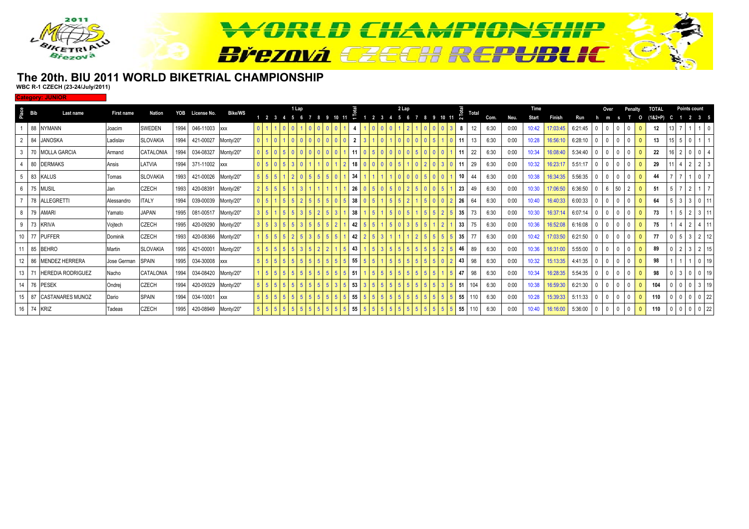# The 20th. BIU 2011 WORLD BIKETRIAL CHAMPIONSHIP

**WBC R-1 CZECH (23-24/July/2011)**

**Category: JUNIOR**

| Place | Bib | Last name | First name | Nation | YOB | License No. | Bike/WS | 1 Lap 1 | 2 | 3 | 4 | 5 | 6 | 7 | 8 | 9 | 10 | 11 | 1 Total | 2 Lap 1 | 2 | 3 | 4 | 5 | 6 | 7 | 8 | 9 | 10 | 11 | 2 Total | Total | Com. | Neu. | Time Start | Finish | Run | Over h | m | s | Penalty T | O | TOTAL (1&2+P) | Points count C | 1 | 2 | 3 | 5 |
|---|---|---|---|---|---|---|---|---|---|---|---|---|---|---|---|---|---|---|---|---|---|---|---|---|---|---|---|---|---|---|---|---|---|---|---|---|---|---|---|---|---|---|---|---|---|---|---|---|
| 1 | 88 | NYMANN | Joacim | SWEDEN | 1994 | 046-11003 | xxx | 0 | 1 | 1 | 0 | 0 | 1 | 0 | 0 | 0 | 0 | 1 | 4 | 1 | 0 | 0 | 0 | 1 | 2 | 1 | 0 | 0 | 0 | 3 | 8 | 12 | 6:30 | 0:00 | 10:42 | 17:03:45 | 6:21:45 | 0 | 0 | 0 | 0 | 0 | 12 | 13 | 7 | 1 | 1 | 0 |
| 2 | 84 | JANOSKA | Ladislav | SLOVAKIA | 1994 | 421-00027 | Monty/20" | 0 | 1 | 0 | 1 | 0 | 0 | 0 | 0 | 0 | 0 | 0 | 2 | 3 | 1 | 0 | 1 | 0 | 0 | 0 | 0 | 5 | 1 | 0 | 11 | 13 | 6:30 | 0:00 | 10:28 | 16:56:10 | 6:28:10 | 0 | 0 | 0 | 0 | 0 | 13 | 15 | 5 | 0 | 1 | 1 |
| 3 | 70 | MOLLA GARCIA | Armand | CATALONIA | 1994 | 034-08327 | Monty/20" | 0 | 5 | 0 | 5 | 0 | 0 | 0 | 0 | 0 | 0 | 1 | 11 | 0 | 5 | 0 | 0 | 0 | 0 | 5 | 0 | 0 | 0 | 1 | 11 | 22 | 6:30 | 0:00 | 10:34 | 16:08:40 | 5:34:40 | 0 | 0 | 0 | 0 | 0 | 22 | 16 | 2 | 0 | 0 | 4 |
| 4 | 80 | DERMAKS | Ansis | LATVIA | 1994 | 371-11002 | xxx | 0 | 5 | 0 | 5 | 3 | 0 | 1 | 1 | 0 | 1 | 2 | 18 | 0 | 0 | 0 | 0 | 5 | 1 | 0 | 2 | 0 | 3 | 0 | 11 | 29 | 6:30 | 0:00 | 10:32 | 16:23:17 | 5:51:17 | 0 | 0 | 0 | 0 | 0 | 29 | 11 | 4 | 2 | 2 | 3 |
| 5 | 83 | KALUS | Tomas | SLOVAKIA | 1993 | 421-00026 | Monty/20" | 5 | 5 | 5 | 1 | 2 | 0 | 5 | 5 | 5 | 0 | 1 | 34 | 1 | 1 | 1 | 1 | 0 | 0 | 0 | 5 | 0 | 0 | 1 | 10 | 44 | 6:30 | 0:00 | 10:38 | 16:34:35 | 5:56:35 | 0 | 0 | 0 | 0 | 0 | 44 | 7 | 7 | 1 | 0 | 7 |
| 6 | 75 | MUSIL | Jan | CZECH | 1993 | 420-08391 | Monty/26" | 2 | 5 | 5 | 5 | 1 | 3 | 1 | 1 | 1 | 1 | 1 | 26 | 0 | 5 | 0 | 5 | 0 | 2 | 5 | 0 | 0 | 5 | 1 | 23 | 49 | 6:30 | 0:00 | 10:30 | 17:06:50 | 6:36:50 | 0 | 6 | 50 | 2 | 0 | 51 | 5 | 7 | 2 | 1 | 7 |
| 7 | 78 | ALLEGRETTI | Alessandro | ITALY | 1994 | 039-00039 | Monty/20" | 0 | 5 | 1 | 5 | 5 | 2 | 5 | 5 | 5 | 0 | 5 | 38 | 0 | 5 | 1 | 5 | 5 | 2 | 1 | 5 | 0 | 0 | 2 | 26 | 64 | 6:30 | 0:00 | 10:40 | 16:40:33 | 6:00:33 | 0 | 0 | 0 | 0 | 0 | 64 | 5 | 3 | 3 | 0 | 11 |
| 8 | 79 | AMARI | Yamato | JAPAN | 1995 | 081-00517 | Monty/20" | 3 | 5 | 1 | 5 | 5 | 3 | 5 | 2 | 5 | 3 | 1 | 38 | 1 | 5 | 1 | 5 | 0 | 5 | 1 | 5 | 5 | 2 | 5 | 35 | 73 | 6:30 | 0:00 | 10:30 | 16:37:14 | 6:07:14 | 0 | 0 | 0 | 0 | 0 | 73 | 1 | 5 | 2 | 3 | 11 |
| 9 | 73 | KRIVA | Vojtech | CZECH | 1995 | 420-09290 | Monty/20" | 3 | 5 | 3 | 5 | 5 | 3 | 5 | 5 | 5 | 2 | 1 | 42 | 5 | 5 | 1 | 5 | 0 | 3 | 5 | 5 | 1 | 2 | 1 | 33 | 75 | 6:30 | 0:00 | 10:36 | 16:52:08 | 6:16:08 | 0 | 0 | 0 | 0 | 0 | 75 | 1 | 4 | 2 | 4 | 11 |
| 10 | 77 | PUFFER | Dominik | CZECH | 1993 | 420-08366 | Monty/20" | 1 | 5 | 5 | 5 | 2 | 5 | 3 | 5 | 5 | 5 | 1 | 42 | 2 | 5 | 3 | 1 | 1 | 1 | 2 | 5 | 5 | 5 | 5 | 35 | 77 | 6:30 | 0:00 | 10:42 | 17:03:50 | 6:21:50 | 0 | 0 | 0 | 0 | 0 | 77 | 0 | 5 | 3 | 2 | 12 |
| 11 | 85 | BEHRO | Martin | SLOVAKIA | 1995 | 421-00001 | Monty/20" | 5 | 5 | 5 | 5 | 5 | 3 | 5 | 2 | 2 | 1 | 5 | 43 | 1 | 5 | 3 | 5 | 5 | 5 | 5 | 5 | 5 | 2 | 5 | 46 | 89 | 6:30 | 0:00 | 10:36 | 16:31:00 | 5:55:00 | 0 | 0 | 0 | 0 | 0 | 89 | 0 | 2 | 3 | 2 | 15 |
| 12 | 86 | MENDEZ HERRERA | Jose German | SPAIN | 1995 | 034-30008 | xxx | 5 | 5 | 5 | 5 | 5 | 5 | 5 | 5 | 5 | 5 | 5 | 55 | 5 | 5 | 1 | 5 | 5 | 5 | 5 | 5 | 5 | 0 | 2 | 43 | 98 | 6:30 | 0:00 | 10:32 | 15:13:35 | 4:41:35 | 0 | 0 | 0 | 0 | 0 | 98 | 1 | 1 | 1 | 0 | 19 |
| 13 | 71 | HEREDIA RODRIGUEZ | Nacho | CATALONIA | 1994 | 034-08420 | Monty/20" | 1 | 5 | 5 | 5 | 5 | 5 | 5 | 5 | 5 | 5 | 5 | 51 | 1 | 5 | 5 | 5 | 5 | 5 | 5 | 5 | 5 | 1 | 5 | 47 | 98 | 6:30 | 0:00 | 10:34 | 16:28:35 | 5:54:35 | 0 | 0 | 0 | 0 | 0 | 98 | 0 | 3 | 0 | 0 | 19 |
| 14 | 76 | PESEK | Ondrej | CZECH | 1994 | 420-09329 | Monty/20" | 5 | 5 | 5 | 5 | 5 | 5 | 5 | 5 | 5 | 3 | 5 | 53 | 3 | 5 | 5 | 5 | 5 | 5 | 5 | 5 | 5 | 3 | 5 | 51 | 104 | 6:30 | 0:00 | 10:38 | 16:59:30 | 6:21:30 | 0 | 0 | 0 | 0 | 0 | 104 | 0 | 0 | 0 | 3 | 19 |
| 15 | 87 | CASTANARES MUNOZ | Dario | SPAIN | 1994 | 034-10001 | xxx | 5 | 5 | 5 | 5 | 5 | 5 | 5 | 5 | 5 | 5 | 5 | 55 | 5 | 5 | 5 | 5 | 5 | 5 | 5 | 5 | 5 | 5 | 5 | 55 | 110 | 6:30 | 0:00 | 10:28 | 15:39:33 | 5:11:33 | 0 | 0 | 0 | 0 | 0 | 110 | 0 | 0 | 0 | 0 | 22 |
| 16 | 74 | KRIZ | Tadeas | CZECH | 1995 | 420-08949 | Monty/20" | 5 | 5 | 5 | 5 | 5 | 5 | 5 | 5 | 5 | 5 | 5 | 55 | 5 | 5 | 5 | 5 | 5 | 5 | 5 | 5 | 5 | 5 | 5 | 55 | 110 | 6:30 | 0:00 | 10:40 | 16:16:00 | 5:36:00 | 0 | 0 | 0 | 0 | 0 | 110 | 0 | 0 | 0 | 0 | 22 |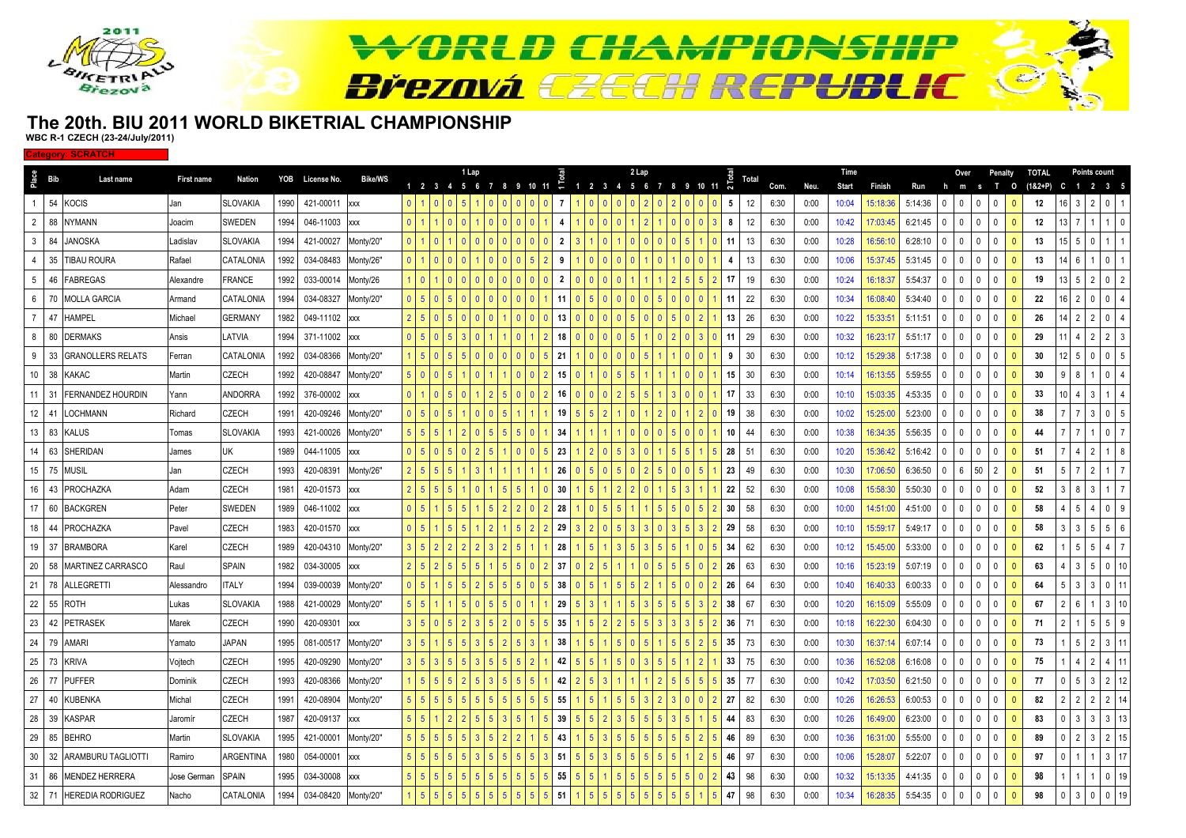# The 20th. BIU 2011 WORLD BIKETRIAL CHAMPIONSHIP

**WBC R-1 CZECH (23-24/July/2011)**

**Category: SCRATCH**

| Place | Bib | Last name | First name | Nation | YOB | License No. | Bike/WS | 1 Lap | | | | | | | | | | | 1 Total | 2 Lap | | | | | | | | | | | 2 Total | Total | Com. | Neu. | Time | Finish | Run | Over | | | Penalty | | TOTAL | Points count | | | | |
|---|---|---|---|---|---|---|---|---|---|---|---|---|---|---|---|---|---|---|---|---|---|---|---|---|---|---|---|---|---|---|---|---|---|---|---|---|---|---|---|---|---|---|---|---|---|---|---|---|
| | | | | | | | | 1 | 2 | 3 | 4 | 5 | 6 | 7 | 8 | 9 | 10 | 11 | | 1 | 2 | 3 | 4 | 5 | 6 | 7 | 8 | 9 | 10 | 11 | | | | | Start | | | h | m | s | T | O | (1&2+P) | C | 1 | 2 | 3 | 5 |
| 1 | 54 | KOCIS | Jan | SLOVAKIA | 1990 | 421-00011 | xxx | 0 | 1 | 0 | 0 | 5 | 1 | 0 | 0 | 0 | 0 | 0 | 7 | 1 | 0 | 0 | 0 | 0 | 2 | 0 | 2 | 0 | 0 | 0 | 5 | 12 | 6:30 | 0:00 | 10:04 | 15:18:36 | 5:14:36 | 0 | 0 | 0 | 0 | 0 | 12 | 16 | 3 | 2 | 0 | 1 |
| 2 | 88 | NYMANN | Joacim | SWEDEN | 1994 | 046-11003 | xxx | 0 | 1 | 1 | 0 | 0 | 1 | 0 | 0 | 0 | 0 | 1 | 4 | 1 | 0 | 0 | 0 | 1 | 2 | 1 | 0 | 0 | 0 | 3 | 8 | 12 | 6:30 | 0:00 | 10:42 | 17:03:45 | 6:21:45 | 0 | 0 | 0 | 0 | 0 | 12 | 13 | 7 | 1 | 1 | 0 |
| 3 | 84 | JANOSKA | Ladislav | SLOVAKIA | 1994 | 421-00027 | Monty/20" | 0 | 1 | 0 | 1 | 0 | 0 | 0 | 0 | 0 | 0 | 0 | 2 | 3 | 1 | 0 | 1 | 0 | 0 | 0 | 0 | 5 | 1 | 0 | 11 | 13 | 6:30 | 0:00 | 10:28 | 16:56:10 | 6:28:10 | 0 | 0 | 0 | 0 | 0 | 13 | 15 | 5 | 0 | 1 | 1 |
| 4 | 35 | TIBAU ROURA | Rafael | CATALONIA | 1992 | 034-08483 | Monty/26" | 0 | 1 | 0 | 0 | 0 | 1 | 0 | 0 | 0 | 5 | 2 | 9 | 1 | 0 | 0 | 0 | 0 | 1 | 0 | 1 | 0 | 0 | 1 | 4 | 13 | 6:30 | 0:00 | 10:06 | 15:37:45 | 5:31:45 | 0 | 0 | 0 | 0 | 0 | 13 | 14 | 6 | 1 | 0 | 1 |
| 5 | 46 | FABREGAS | Alexandre | FRANCE | 1992 | 033-00014 | Monty/26 | 1 | 0 | 1 | 0 | 0 | 0 | 0 | 0 | 0 | 0 | 0 | 2 | 0 | 0 | 0 | 0 | 1 | 1 | 1 | 2 | 5 | 5 | 2 | 17 | 19 | 6:30 | 0:00 | 10:24 | 16:18:37 | 5:54:37 | 0 | 0 | 0 | 0 | 0 | 19 | 13 | 5 | 2 | 0 | 2 |
| 6 | 70 | MOLLA GARCIA | Armand | CATALONIA | 1994 | 034-08327 | Monty/20" | 0 | 5 | 0 | 5 | 0 | 0 | 0 | 0 | 0 | 0 | 1 | 11 | 0 | 5 | 0 | 0 | 0 | 0 | 5 | 0 | 0 | 0 | 1 | 11 | 22 | 6:30 | 0:00 | 10:34 | 16:08:40 | 5:34:40 | 0 | 0 | 0 | 0 | 0 | 22 | 16 | 2 | 0 | 0 | 4 |
| 7 | 47 | HAMPEL | Michael | GERMANY | 1982 | 049-11102 | xxx | 2 | 5 | 0 | 5 | 0 | 0 | 0 | 1 | 0 | 0 | 0 | 13 | 0 | 0 | 0 | 0 | 5 | 0 | 0 | 5 | 0 | 2 | 1 | 13 | 26 | 6:30 | 0:00 | 10:22 | 15:33:51 | 5:11:51 | 0 | 0 | 0 | 0 | 0 | 26 | 14 | 2 | 2 | 0 | 4 |
| 8 | 80 | DERMAKS | Ansis | LATVIA | 1994 | 371-11002 | xxx | 0 | 5 | 0 | 5 | 3 | 0 | 1 | 1 | 0 | 1 | 2 | 18 | 0 | 0 | 0 | 0 | 5 | 1 | 0 | 2 | 0 | 3 | 0 | 11 | 29 | 6:30 | 0:00 | 10:32 | 16:23:17 | 5:51:17 | 0 | 0 | 0 | 0 | 0 | 29 | 11 | 4 | 2 | 2 | 3 |
| 9 | 33 | GRANOLLERS RELATS | Ferran | CATALONIA | 1992 | 034-08366 | Monty/20" | 1 | 5 | 0 | 5 | 5 | 0 | 0 | 0 | 0 | 0 | 5 | 21 | 1 | 0 | 0 | 0 | 0 | 5 | 1 | 1 | 0 | 0 | 1 | 9 | 30 | 6:30 | 0:00 | 10:12 | 15:29:38 | 5:17:38 | 0 | 0 | 0 | 0 | 0 | 30 | 12 | 5 | 0 | 0 | 5 |
| 10 | 38 | KAKAC | Martin | CZECH | 1992 | 420-08847 | Monty/20" | 5 | 0 | 0 | 5 | 1 | 0 | 1 | 1 | 0 | 0 | 2 | 15 | 0 | 1 | 0 | 5 | 5 | 1 | 1 | 1 | 0 | 0 | 1 | 15 | 30 | 6:30 | 0:00 | 10:14 | 16:13:55 | 5:59:55 | 0 | 0 | 0 | 0 | 0 | 30 | 9 | 8 | 1 | 0 | 4 |
| 11 | 31 | FERNANDEZ HOURDIN | Yann | ANDORRA | 1992 | 376-00002 | xxx | 0 | 1 | 0 | 5 | 0 | 1 | 2 | 5 | 0 | 0 | 2 | 16 | 0 | 0 | 0 | 2 | 5 | 5 | 1 | 3 | 0 | 0 | 1 | 17 | 33 | 6:30 | 0:00 | 10:10 | 15:03:35 | 4:53:35 | 0 | 0 | 0 | 0 | 0 | 33 | 10 | 4 | 3 | 1 | 4 |
| 12 | 41 | LOCHMANN | Richard | CZECH | 1991 | 420-09246 | Monty/20" | 0 | 5 | 0 | 5 | 1 | 0 | 0 | 5 | 1 | 1 | 1 | 19 | 5 | 5 | 2 | 1 | 0 | 1 | 2 | 0 | 1 | 2 | 0 | 19 | 38 | 6:30 | 0:00 | 10:02 | 15:25:00 | 5:23:00 | 0 | 0 | 0 | 0 | 0 | 38 | 7 | 7 | 3 | 0 | 5 |
| 13 | 83 | KALUS | Tomas | SLOVAKIA | 1993 | 421-00026 | Monty/20" | 5 | 5 | 5 | 1 | 2 | 0 | 5 | 5 | 5 | 0 | 1 | 34 | 1 | 1 | 1 | 1 | 0 | 0 | 0 | 5 | 0 | 0 | 1 | 10 | 44 | 6:30 | 0:00 | 10:38 | 16:34:35 | 5:56:35 | 0 | 0 | 0 | 0 | 0 | 44 | 7 | 7 | 1 | 0 | 7 |
| 14 | 63 | SHERIDAN | James | UK | 1989 | 044-11005 | xxx | 0 | 5 | 0 | 5 | 0 | 2 | 5 | 1 | 0 | 0 | 5 | 23 | 1 | 2 | 0 | 5 | 3 | 0 | 1 | 5 | 5 | 1 | 5 | 28 | 51 | 6:30 | 0:00 | 10:20 | 15:36:42 | 5:16:42 | 0 | 0 | 0 | 0 | 0 | 51 | 7 | 4 | 2 | 1 | 8 |
| 15 | 75 | MUSIL | Jan | CZECH | 1993 | 420-08391 | Monty/26" | 2 | 5 | 5 | 5 | 1 | 3 | 1 | 1 | 1 | 1 | 1 | 26 | 0 | 5 | 0 | 5 | 0 | 2 | 5 | 0 | 0 | 5 | 1 | 23 | 49 | 6:30 | 0:00 | 10:30 | 17:06:50 | 6:36:50 | 0 | 6 | 50 | 2 | 0 | 51 | 5 | 7 | 2 | 1 | 7 |
| 16 | 43 | PROCHAZKA | Adam | CZECH | 1981 | 420-01573 | xxx | 2 | 5 | 5 | 5 | 1 | 0 | 1 | 5 | 5 | 1 | 0 | 30 | 1 | 5 | 1 | 2 | 2 | 0 | 1 | 5 | 3 | 1 | 1 | 22 | 52 | 6:30 | 0:00 | 10:08 | 15:58:30 | 5:50:30 | 0 | 0 | 0 | 0 | 0 | 52 | 3 | 8 | 3 | 1 | 7 |
| 17 | 60 | BACKGREN | Peter | SWEDEN | 1989 | 046-11002 | xxx | 0 | 5 | 1 | 5 | 5 | 1 | 5 | 2 | 2 | 0 | 2 | 28 | 1 | 0 | 5 | 5 | 1 | 1 | 5 | 5 | 0 | 5 | 2 | 30 | 58 | 6:30 | 0:00 | 10:00 | 14:51:00 | 4:51:00 | 0 | 0 | 0 | 0 | 0 | 58 | 4 | 5 | 4 | 0 | 9 |
| 18 | 44 | PROCHAZKA | Pavel | CZECH | 1983 | 420-01570 | xxx | 0 | 5 | 1 | 5 | 5 | 1 | 2 | 1 | 5 | 2 | 2 | 29 | 3 | 2 | 0 | 5 | 3 | 3 | 0 | 3 | 5 | 3 | 2 | 29 | 58 | 6:30 | 0:00 | 10:10 | 15:59:17 | 5:49:17 | 0 | 0 | 0 | 0 | 0 | 58 | 3 | 3 | 5 | 5 | 6 |
| 19 | 37 | BRAMBORA | Karel | CZECH | 1989 | 420-04310 | Monty/20" | 3 | 5 | 2 | 2 | 2 | 2 | 3 | 2 | 5 | 1 | 1 | 28 | 1 | 5 | 1 | 3 | 5 | 3 | 5 | 5 | 1 | 0 | 5 | 34 | 62 | 6:30 | 0:00 | 10:12 | 15:45:00 | 5:33:00 | 0 | 0 | 0 | 0 | 0 | 62 | 1 | 5 | 5 | 4 | 7 |
| 20 | 58 | MARTINEZ CARRASCO | Raul | SPAIN | 1982 | 034-30005 | xxx | 2 | 5 | 2 | 5 | 5 | 5 | 1 | 5 | 5 | 0 | 2 | 37 | 0 | 2 | 5 | 1 | 1 | 0 | 5 | 5 | 5 | 0 | 2 | 26 | 63 | 6:30 | 0:00 | 10:16 | 15:23:19 | 5:07:19 | 0 | 0 | 0 | 0 | 0 | 63 | 4 | 3 | 5 | 0 | 10 |
| 21 | 78 | ALLEGRETTI | Alessandro | ITALY | 1994 | 039-00039 | Monty/20" | 0 | 5 | 1 | 5 | 5 | 2 | 5 | 5 | 5 | 0 | 5 | 38 | 0 | 5 | 1 | 5 | 5 | 2 | 1 | 5 | 0 | 0 | 2 | 26 | 64 | 6:30 | 0:00 | 10:40 | 16:40:33 | 6:00:33 | 0 | 0 | 0 | 0 | 0 | 64 | 5 | 3 | 3 | 0 | 11 |
| 22 | 55 | ROTH | Lukas | SLOVAKIA | 1988 | 421-00029 | Monty/20" | 5 | 5 | 1 | 1 | 5 | 0 | 5 | 5 | 0 | 1 | 1 | 29 | 5 | 3 | 1 | 1 | 5 | 3 | 5 | 5 | 5 | 3 | 2 | 38 | 67 | 6:30 | 0:00 | 10:20 | 16:15:09 | 5:55:09 | 0 | 0 | 0 | 0 | 0 | 67 | 2 | 6 | 1 | 3 | 10 |
| 23 | 42 | PETRASEK | Marek | CZECH | 1990 | 420-09301 | xxx | 3 | 5 | 0 | 5 | 2 | 3 | 5 | 2 | 0 | 5 | 5 | 35 | 1 | 5 | 2 | 2 | 5 | 5 | 3 | 3 | 3 | 5 | 2 | 36 | 71 | 6:30 | 0:00 | 10:18 | 16:22:30 | 6:04:30 | 0 | 0 | 0 | 0 | 0 | 71 | 2 | 1 | 5 | 5 | 9 |
| 24 | 79 | AMARI | Yamato | JAPAN | 1995 | 081-00517 | Monty/20" | 3 | 5 | 1 | 5 | 5 | 3 | 5 | 2 | 5 | 3 | 1 | 38 | 1 | 5 | 1 | 5 | 0 | 5 | 1 | 5 | 5 | 2 | 5 | 35 | 73 | 6:30 | 0:00 | 10:30 | 16:37:14 | 6:07:14 | 0 | 0 | 0 | 0 | 0 | 73 | 1 | 5 | 2 | 3 | 11 |
| 25 | 73 | KRIVA | Vojtech | CZECH | 1995 | 420-09290 | Monty/20" | 3 | 5 | 3 | 5 | 5 | 3 | 5 | 5 | 5 | 2 | 1 | 42 | 5 | 5 | 1 | 5 | 0 | 3 | 5 | 5 | 1 | 2 | 1 | 33 | 75 | 6:30 | 0:00 | 10:36 | 16:52:08 | 6:16:08 | 0 | 0 | 0 | 0 | 0 | 75 | 1 | 4 | 2 | 4 | 11 |
| 26 | 77 | PUFFER | Dominik | CZECH | 1993 | 420-08366 | Monty/20" | 1 | 5 | 5 | 5 | 2 | 5 | 3 | 5 | 5 | 5 | 1 | 42 | 2 | 5 | 3 | 1 | 1 | 1 | 2 | 5 | 5 | 5 | 5 | 35 | 77 | 6:30 | 0:00 | 10:42 | 17:03:50 | 6:21:50 | 0 | 0 | 0 | 0 | 0 | 77 | 0 | 5 | 3 | 2 | 12 |
| 27 | 40 | KUBENKA | Michal | CZECH | 1991 | 420-08904 | Monty/20" | 5 | 5 | 5 | 5 | 5 | 5 | 5 | 5 | 5 | 5 | 5 | 55 | 1 | 5 | 1 | 5 | 5 | 3 | 2 | 3 | 0 | 0 | 2 | 27 | 82 | 6:30 | 0:00 | 10:26 | 16:26:53 | 6:00:53 | 0 | 0 | 0 | 0 | 0 | 82 | 2 | 2 | 2 | 2 | 14 |
| 28 | 39 | KASPAR | Jaromír | CZECH | 1987 | 420-09137 | xxx | 5 | 5 | 1 | 2 | 2 | 5 | 5 | 3 | 5 | 1 | 5 | 39 | 5 | 5 | 2 | 3 | 5 | 5 | 5 | 3 | 5 | 1 | 5 | 44 | 83 | 6:30 | 0:00 | 10:26 | 16:49:00 | 6:23:00 | 0 | 0 | 0 | 0 | 0 | 83 | 0 | 3 | 3 | 3 | 13 |
| 29 | 85 | BEHRO | Martin | SLOVAKIA | 1995 | 421-00001 | Monty/20" | 5 | 5 | 5 | 5 | 5 | 3 | 5 | 2 | 2 | 1 | 5 | 43 | 1 | 5 | 3 | 5 | 5 | 5 | 5 | 5 | 5 | 2 | 5 | 46 | 89 | 6:30 | 0:00 | 10:36 | 16:31:00 | 5:55:00 | 0 | 0 | 0 | 0 | 0 | 89 | 0 | 2 | 3 | 2 | 15 |
| 30 | 32 | ARAMBURU TAGLIOTTI | Ramiro | ARGENTINA | 1980 | 054-00001 | xxx | 5 | 5 | 5 | 5 | 3 | 5 | 5 | 5 | 5 | 5 | 3 | 51 | 1 | 5 | 5 | 3 | 5 | 5 | 5 | 5 | 5 | 2 | 5 | 46 | 97 | 6:30 | 0:00 | 10:06 | 15:28:07 | 5:22:07 | 0 | 0 | 0 | 0 | 0 | 97 | 0 | 1 | 1 | 3 | 17 |
| 31 | 86 | MENDEZ HERRERA | Jose German | SPAIN | 1995 | 034-30008 | xxx | 5 | 5 | 5 | 5 | 5 | 5 | 5 | 5 | 5 | 5 | 5 | 55 | 5 | 5 | 1 | 5 | 5 | 5 | 5 | 5 | 5 | 0 | 2 | 43 | 98 | 6:30 | 0:00 | 10:32 | 15:13:35 | 4:41:35 | 0 | 0 | 0 | 0 | 0 | 98 | 1 | 1 | 1 | 0 | 19 |
| 32 | 71 | HEREDIA RODRIGUEZ | Nacho | CATALONIA | 1994 | 034-08420 | Monty/20" | 1 | 5 | 5 | 5 | 5 | 5 | 5 | 5 | 5 | 5 | 5 | 51 | 1 | 5 | 5 | 5 | 5 | 5 | 5 | 5 | 5 | 1 | 5 | 47 | 98 | 6:30 | 0:00 | 10:34 | 16:28:35 | 5:54:35 | 0 | 0 | 0 | 0 | 0 | 98 | 0 | 3 | 0 | 0 | 19 |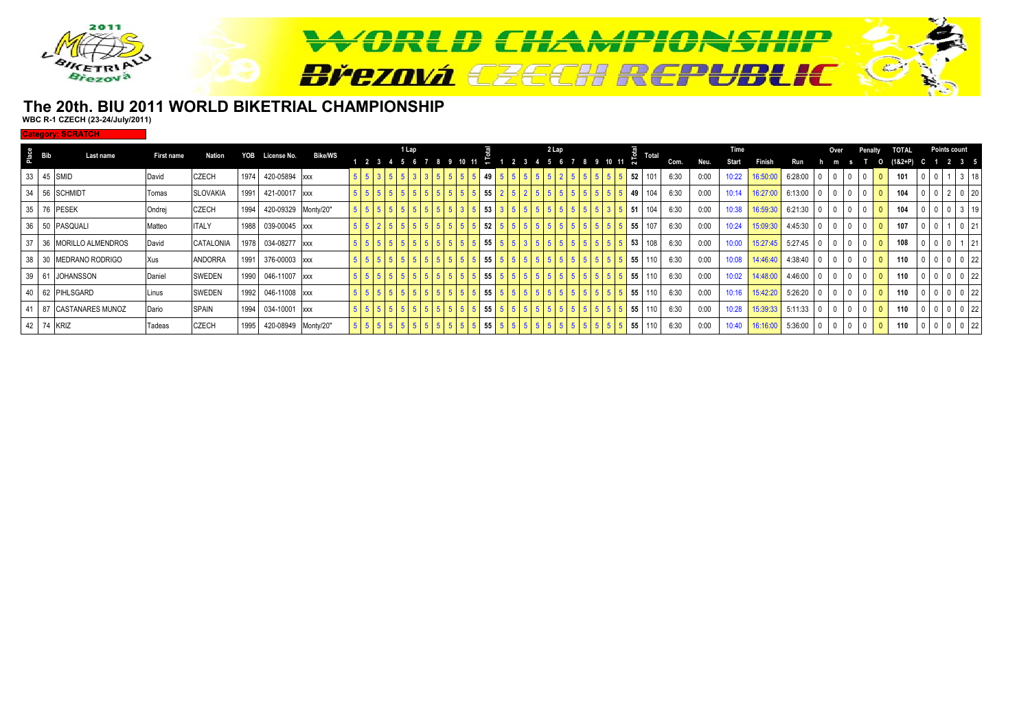# The 20th. BIU 2011 WORLD BIKETRIAL CHAMPIONSHIP

**WBC R-1 CZECH (23-24/July/2011)**

**Category: SCRATCH**

| Place | Bib | Last name | First name | Nation | YOB | License No. | Bike/WS | 1 Lap 1 | 2 | 3 | 4 | 5 | 6 | 7 | 8 | 9 | 10 | 11 | 1 Total | 2 Lap 1 | 2 | 3 | 4 | 5 | 6 | 7 | 8 | 9 | 10 | 11 | 2 Total | Total | Com. | Neu. | Start | Finish | Run | Over h | m | s | Penalty T | O | TOTAL (1&2+P) | Points count C | 1 | 2 | 3 | 5 |
|---|---|---|---|---|---|---|---|---|---|---|---|---|---|---|---|---|---|---|---|---|---|---|---|---|---|---|---|---|---|---|---|---|---|---|---|---|---|---|---|---|---|---|---|---|---|---|---|---|---|
| 33 | 45 | SMID | David | CZECH | 1974 | 420-05894 | xxx | 5 | 5 | 3 | 5 | 5 | 3 | 3 | 5 | 5 | 5 | 5 | 49 | 5 | 5 | 5 | 5 | 5 | 2 | 5 | 5 | 5 | 5 | 5 | 52 | 101 | 6:30 | 0:00 | 10:22 | 16:50:00 | 6:28:00 | 0 | 0 | 0 | 0 | 0 | 101 | 0 | 0 | 1 | 3 | 18 |
| 34 | 56 | SCHMIDT | Tomas | SLOVAKIA | 1991 | 421-00017 | xxx | 5 | 5 | 5 | 5 | 5 | 5 | 5 | 5 | 5 | 5 | 5 | 55 | 2 | 5 | 2 | 5 | 5 | 5 | 5 | 5 | 5 | 5 | 5 | 49 | 104 | 6:30 | 0:00 | 10:14 | 16:27:00 | 6:13:00 | 0 | 0 | 0 | 0 | 0 | 104 | 0 | 0 | 2 | 0 | 20 |
| 35 | 76 | PESEK | Ondrej | CZECH | 1994 | 420-09329 | Monty/20" | 5 | 5 | 5 | 5 | 5 | 5 | 5 | 5 | 5 | 3 | 5 | 53 | 3 | 5 | 5 | 5 | 5 | 5 | 5 | 5 | 5 | 3 | 5 | 51 | 104 | 6:30 | 0:00 | 10:38 | 16:59:30 | 6:21:30 | 0 | 0 | 0 | 0 | 0 | 104 | 0 | 0 | 0 | 3 | 19 |
| 36 | 50 | PASQUALI | Matteo | ITALY | 1988 | 039-00045 | xxx | 5 | 5 | 2 | 5 | 5 | 5 | 5 | 5 | 5 | 5 | 5 | 52 | 5 | 5 | 5 | 5 | 5 | 5 | 5 | 5 | 5 | 5 | 5 | 55 | 107 | 6:30 | 0:00 | 10:24 | 15:09:30 | 4:45:30 | 0 | 0 | 0 | 0 | 0 | 107 | 0 | 0 | 1 | 0 | 21 |
| 37 | 36 | MORILLO ALMENDROS | David | CATALONIA | 1978 | 034-08277 | xxx | 5 | 5 | 5 | 5 | 5 | 5 | 5 | 5 | 5 | 5 | 5 | 55 | 5 | 5 | 3 | 5 | 5 | 5 | 5 | 5 | 5 | 5 | 5 | 53 | 108 | 6:30 | 0:00 | 10:00 | 15:27:45 | 5:27:45 | 0 | 0 | 0 | 0 | 0 | 108 | 0 | 0 | 0 | 1 | 21 |
| 38 | 30 | MEDRANO RODRIGO | Xus | ANDORRA | 1991 | 376-00003 | xxx | 5 | 5 | 5 | 5 | 5 | 5 | 5 | 5 | 5 | 5 | 5 | 55 | 5 | 5 | 5 | 5 | 5 | 5 | 5 | 5 | 5 | 5 | 5 | 55 | 110 | 6:30 | 0:00 | 10:08 | 14:46:40 | 4:38:40 | 0 | 0 | 0 | 0 | 0 | 110 | 0 | 0 | 0 | 0 | 22 |
| 39 | 61 | JOHANSSON | Daniel | SWEDEN | 1990 | 046-11007 | xxx | 5 | 5 | 5 | 5 | 5 | 5 | 5 | 5 | 5 | 5 | 5 | 55 | 5 | 5 | 5 | 5 | 5 | 5 | 5 | 5 | 5 | 5 | 5 | 55 | 110 | 6:30 | 0:00 | 10:02 | 14:48:00 | 4:46:00 | 0 | 0 | 0 | 0 | 0 | 110 | 0 | 0 | 0 | 0 | 22 |
| 40 | 62 | PIHLSGARD | Linus | SWEDEN | 1992 | 046-11008 | xxx | 5 | 5 | 5 | 5 | 5 | 5 | 5 | 5 | 5 | 5 | 5 | 55 | 5 | 5 | 5 | 5 | 5 | 5 | 5 | 5 | 5 | 5 | 5 | 55 | 110 | 6:30 | 0:00 | 10:16 | 15:42:20 | 5:26:20 | 0 | 0 | 0 | 0 | 0 | 110 | 0 | 0 | 0 | 0 | 22 |
| 41 | 87 | CASTANARES MUNOZ | Dario | SPAIN | 1994 | 034-10001 | xxx | 5 | 5 | 5 | 5 | 5 | 5 | 5 | 5 | 5 | 5 | 5 | 55 | 5 | 5 | 5 | 5 | 5 | 5 | 5 | 5 | 5 | 5 | 5 | 55 | 110 | 6:30 | 0:00 | 10:28 | 15:39:33 | 5:11:33 | 0 | 0 | 0 | 0 | 0 | 110 | 0 | 0 | 0 | 0 | 22 |
| 42 | 74 | KRIZ | Tadeas | CZECH | 1995 | 420-08949 | Monty/20" | 5 | 5 | 5 | 5 | 5 | 5 | 5 | 5 | 5 | 5 | 5 | 55 | 5 | 5 | 5 | 5 | 5 | 5 | 5 | 5 | 5 | 5 | 5 | 55 | 110 | 6:30 | 0:00 | 10:40 | 16:16:00 | 5:36:00 | 0 | 0 | 0 | 0 | 0 | 110 | 0 | 0 | 0 | 0 | 22 |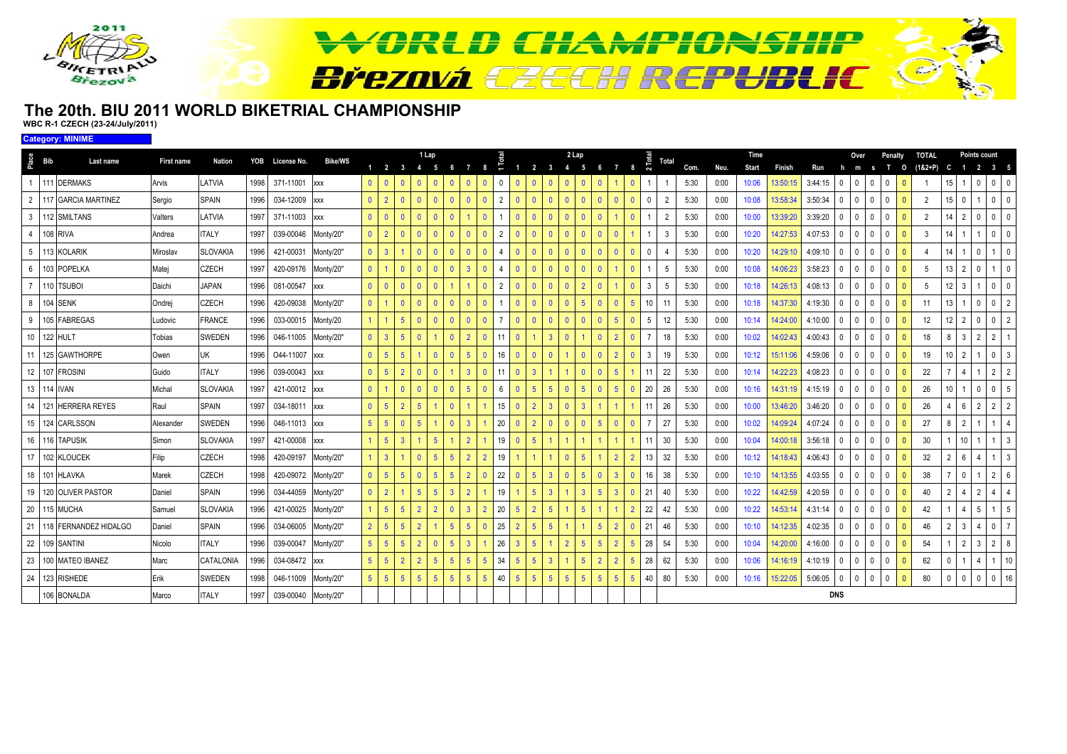# The 20th. BIU 2011 WORLD BIKETRIAL CHAMPIONSHIP

**WBC R-1 CZECH (23-24/July/2011)**

**Category: MINIME**

| Place | Bib | Last name | First name | Nation | YOB | License No. | Bike/WS | 1 Lap 1 | 2 | 3 | 4 | 5 | 6 | 7 | 8 | 1 Total | 2 Lap 1 | 2 | 3 | 4 | 5 | 6 | 7 | 8 | 2 Total | Total | Com. | Neu. | Time Start | Finish | Run | Over h | m | s | Penalty T | O | TOTAL (1&2+P) | Points count C | 1 | 2 | 3 | 5 |
|---|---|---|---|---|---|---|---|---|---|---|---|---|---|---|---|---|---|---|---|---|---|---|---|---|---|---|---|---|---|---|---|---|---|---|---|---|---|---|---|---|---|---|
| 1 | 111 | DERMAKS | Arvis | LATVIA | 1998 | 371-11001 | xxx | 0 | 0 | 0 | 0 | 0 | 0 | 0 | 0 | 0 | 0 | 0 | 0 | 0 | 0 | 0 | 1 | 0 | 1 | 1 | 5:30 | 0:00 | 10:06 | 13:50:15 | 3:44:15 | 0 | 0 | 0 | 0 | 0 | 1 | 15 | 1 | 0 | 0 | 0 |
| 2 | 117 | GARCIA MARTINEZ | Sergio | SPAIN | 1996 | 034-12009 | xxx | 0 | 2 | 0 | 0 | 0 | 0 | 0 | 0 | 2 | 0 | 0 | 0 | 0 | 0 | 0 | 0 | 0 | 0 | 2 | 5:30 | 0:00 | 10:08 | 13:58:34 | 3:50:34 | 0 | 0 | 0 | 0 | 0 | 2 | 15 | 0 | 1 | 0 | 0 |
| 3 | 112 | SMILTANS | Valters | LATVIA | 1997 | 371-11003 | xxx | 0 | 0 | 0 | 0 | 0 | 0 | 1 | 0 | 1 | 0 | 0 | 0 | 0 | 0 | 0 | 1 | 0 | 1 | 2 | 5:30 | 0:00 | 10:00 | 13:39:20 | 3:39:20 | 0 | 0 | 0 | 0 | 0 | 2 | 14 | 2 | 0 | 0 | 0 |
| 4 | 108 | RIVA | Andrea | ITALY | 1997 | 039-00046 | Monty/20" | 0 | 2 | 0 | 0 | 0 | 0 | 0 | 0 | 2 | 0 | 0 | 0 | 0 | 0 | 0 | 0 | 1 | 1 | 3 | 5:30 | 0:00 | 10:20 | 14:27:53 | 4:07:53 | 0 | 0 | 0 | 0 | 0 | 3 | 14 | 1 | 1 | 0 | 0 |
| 5 | 113 | KOLARIK | Miroslav | SLOVAKIA | 1996 | 421-00031 | Monty/20" | 0 | 3 | 1 | 0 | 0 | 0 | 0 | 0 | 4 | 0 | 0 | 0 | 0 | 0 | 0 | 0 | 0 | 0 | 4 | 5:30 | 0:00 | 10:20 | 14:29:10 | 4:09:10 | 0 | 0 | 0 | 0 | 0 | 4 | 14 | 1 | 0 | 1 | 0 |
| 6 | 103 | POPELKA | Matej | CZECH | 1997 | 420-09176 | Monty/20" | 0 | 1 | 0 | 0 | 0 | 0 | 3 | 0 | 4 | 0 | 0 | 0 | 0 | 0 | 0 | 1 | 0 | 1 | 5 | 5:30 | 0:00 | 10:08 | 14:06:23 | 3:58:23 | 0 | 0 | 0 | 0 | 0 | 5 | 13 | 2 | 0 | 1 | 0 |
| 7 | 110 | TSUBOI | Daichi | JAPAN | 1996 | 081-00547 | xxx | 0 | 0 | 0 | 0 | 0 | 1 | 1 | 0 | 2 | 0 | 0 | 0 | 0 | 2 | 0 | 1 | 0 | 3 | 5 | 5:30 | 0:00 | 10:18 | 14:26:13 | 4:08:13 | 0 | 0 | 0 | 0 | 0 | 5 | 12 | 3 | 1 | 0 | 0 |
| 8 | 104 | SENK | Ondrej | CZECH | 1996 | 420-09038 | Monty/20" | 0 | 1 | 0 | 0 | 0 | 0 | 0 | 0 | 1 | 0 | 0 | 0 | 0 | 5 | 0 | 0 | 5 | 10 | 11 | 5:30 | 0:00 | 10:18 | 14:37:30 | 4:19:30 | 0 | 0 | 0 | 0 | 0 | 11 | 13 | 1 | 0 | 0 | 2 |
| 9 | 105 | FABREGAS | Ludovic | FRANCE | 1996 | 033-00015 | Monty/20 | 1 | 1 | 5 | 0 | 0 | 0 | 0 | 0 | 7 | 0 | 0 | 0 | 0 | 0 | 0 | 5 | 0 | 5 | 12 | 5:30 | 0:00 | 10:14 | 14:24:00 | 4:10:00 | 0 | 0 | 0 | 0 | 0 | 12 | 12 | 2 | 0 | 0 | 2 |
| 10 | 122 | HULT | Tobias | SWEDEN | 1996 | 046-11005 | Monty/20" | 0 | 3 | 5 | 0 | 1 | 0 | 2 | 0 | 11 | 0 | 1 | 3 | 0 | 1 | 0 | 2 | 0 | 7 | 18 | 5:30 | 0:00 | 10:02 | 14:02:43 | 4:00:43 | 0 | 0 | 0 | 0 | 0 | 18 | 8 | 3 | 2 | 2 | 1 |
| 11 | 125 | GAWTHORPE | Owen | UK | 1996 | O44-11007 | xxx | 0 | 5 | 5 | 1 | 0 | 0 | 5 | 0 | 16 | 0 | 0 | 0 | 1 | 0 | 0 | 2 | 0 | 3 | 19 | 5:30 | 0:00 | 10:12 | 15:11:06 | 4:59:06 | 0 | 0 | 0 | 0 | 0 | 19 | 10 | 2 | 1 | 0 | 3 |
| 12 | 107 | FROSINI | Guido | ITALY | 1996 | 039-00043 | xxx | 0 | 5 | 2 | 0 | 0 | 1 | 3 | 0 | 11 | 0 | 3 | 1 | 1 | 0 | 0 | 5 | 1 | 11 | 22 | 5:30 | 0:00 | 10:14 | 14:22:23 | 4:08:23 | 0 | 0 | 0 | 0 | 0 | 22 | 7 | 4 | 1 | 2 | 2 |
| 13 | 114 | IVAN | Michal | SLOVAKIA | 1997 | 421-00012 | xxx | 0 | 1 | 0 | 0 | 0 | 0 | 5 | 0 | 6 | 0 | 5 | 5 | 0 | 5 | 0 | 5 | 0 | 20 | 26 | 5:30 | 0:00 | 10:16 | 14:31:19 | 4:15:19 | 0 | 0 | 0 | 0 | 0 | 26 | 10 | 1 | 0 | 0 | 5 |
| 14 | 121 | HERRERA REYES | Raul | SPAIN | 1997 | 034-18011 | xxx | 0 | 5 | 2 | 5 | 1 | 0 | 1 | 1 | 15 | 0 | 2 | 3 | 0 | 3 | 1 | 1 | 1 | 11 | 26 | 5:30 | 0:00 | 10:00 | 13:46:20 | 3:46:20 | 0 | 0 | 0 | 0 | 0 | 26 | 4 | 6 | 2 | 2 | 2 |
| 15 | 124 | CARLSSON | Alexander | SWEDEN | 1996 | 046-11013 | xxx | 5 | 5 | 0 | 5 | 1 | 0 | 3 | 1 | 20 | 0 | 2 | 0 | 0 | 0 | 5 | 0 | 0 | 7 | 27 | 5:30 | 0:00 | 10:02 | 14:09:24 | 4:07:24 | 0 | 0 | 0 | 0 | 0 | 27 | 8 | 2 | 1 | 1 | 4 |
| 16 | 116 | TAPUSIK | Simon | SLOVAKIA | 1997 | 421-00008 | xxx | 1 | 5 | 3 | 1 | 5 | 1 | 2 | 1 | 19 | 0 | 5 | 1 | 1 | 1 | 1 | 1 | 1 | 11 | 30 | 5:30 | 0:00 | 10:04 | 14:00:18 | 3:56:18 | 0 | 0 | 0 | 0 | 0 | 30 | 1 | 10 | 1 | 1 | 3 |
| 17 | 102 | KLOUCEK | Filip | CZECH | 1998 | 420-09197 | Monty/20" | 1 | 3 | 1 | 0 | 5 | 5 | 2 | 2 | 19 | 1 | 1 | 1 | 0 | 5 | 1 | 2 | 2 | 13 | 32 | 5:30 | 0:00 | 10:12 | 14:18:43 | 4:06:43 | 0 | 0 | 0 | 0 | 0 | 32 | 2 | 6 | 4 | 1 | 3 |
| 18 | 101 | HLAVKA | Marek | CZECH | 1998 | 420-09072 | Monty/20" | 0 | 5 | 5 | 0 | 5 | 5 | 2 | 0 | 22 | 0 | 5 | 3 | 0 | 5 | 0 | 3 | 0 | 16 | 38 | 5:30 | 0:00 | 10:10 | 14:13:55 | 4:03:55 | 0 | 0 | 0 | 0 | 0 | 38 | 7 | 0 | 1 | 2 | 6 |
| 19 | 120 | OLIVER PASTOR | Daniel | SPAIN | 1996 | 034-44059 | Monty/20" | 0 | 2 | 1 | 5 | 5 | 3 | 2 | 1 | 19 | 1 | 5 | 3 | 1 | 3 | 5 | 3 | 0 | 21 | 40 | 5:30 | 0:00 | 10:22 | 14:42:59 | 4:20:59 | 0 | 0 | 0 | 0 | 0 | 40 | 2 | 4 | 2 | 4 | 4 |
| 20 | 115 | MUCHA | Samuel | SLOVAKIA | 1996 | 421-00025 | Monty/20" | 1 | 5 | 5 | 2 | 2 | 0 | 3 | 2 | 20 | 5 | 2 | 5 | 1 | 5 | 1 | 1 | 2 | 22 | 42 | 5:30 | 0:00 | 10:22 | 14:53:14 | 4:31:14 | 0 | 0 | 0 | 0 | 0 | 42 | 1 | 4 | 5 | 1 | 5 |
| 21 | 118 | FERNANDEZ HIDALGO | Daniel | SPAIN | 1996 | 034-06005 | Monty/20" | 2 | 5 | 5 | 2 | 1 | 5 | 5 | 0 | 25 | 2 | 5 | 5 | 1 | 1 | 5 | 2 | 0 | 21 | 46 | 5:30 | 0:00 | 10:10 | 14:12:35 | 4:02:35 | 0 | 0 | 0 | 0 | 0 | 46 | 2 | 3 | 4 | 0 | 7 |
| 22 | 109 | SANTINI | Nicolo | ITALY | 1996 | 039-00047 | Monty/20" | 5 | 5 | 5 | 2 | 0 | 5 | 3 | 1 | 26 | 3 | 5 | 1 | 2 | 5 | 5 | 2 | 5 | 28 | 54 | 5:30 | 0:00 | 10:04 | 14:20:00 | 4:16:00 | 0 | 0 | 0 | 0 | 0 | 54 | 1 | 2 | 3 | 2 | 8 |
| 23 | 100 | MATEO IBANEZ | Marc | CATALONIA | 1996 | 034-08472 | xxx | 5 | 5 | 2 | 2 | 5 | 5 | 5 | 5 | 34 | 5 | 5 | 3 | 1 | 5 | 2 | 2 | 5 | 28 | 62 | 5:30 | 0:00 | 10:06 | 14:16:19 | 4:10:19 | 0 | 0 | 0 | 0 | 0 | 62 | 0 | 1 | 4 | 1 | 10 |
| 24 | 123 | RISHEDE | Erik | SWEDEN | 1998 | 046-11009 | Monty/20" | 5 | 5 | 5 | 5 | 5 | 5 | 5 | 5 | 40 | 5 | 5 | 5 | 5 | 5 | 5 | 5 | 5 | 40 | 80 | 5:30 | 0:00 | 10:16 | 15:22:05 | 5:06:05 | 0 | 0 | 0 | 0 | 0 | 80 | 0 | 0 | 0 | 0 | 16 |
| | 106 | BONALDA | Marco | ITALY | 1997 | 039-00040 | Monty/20" | | | | | | | | | | | | | | | | | | | | | | | | DNS | | | | | | | | | | | |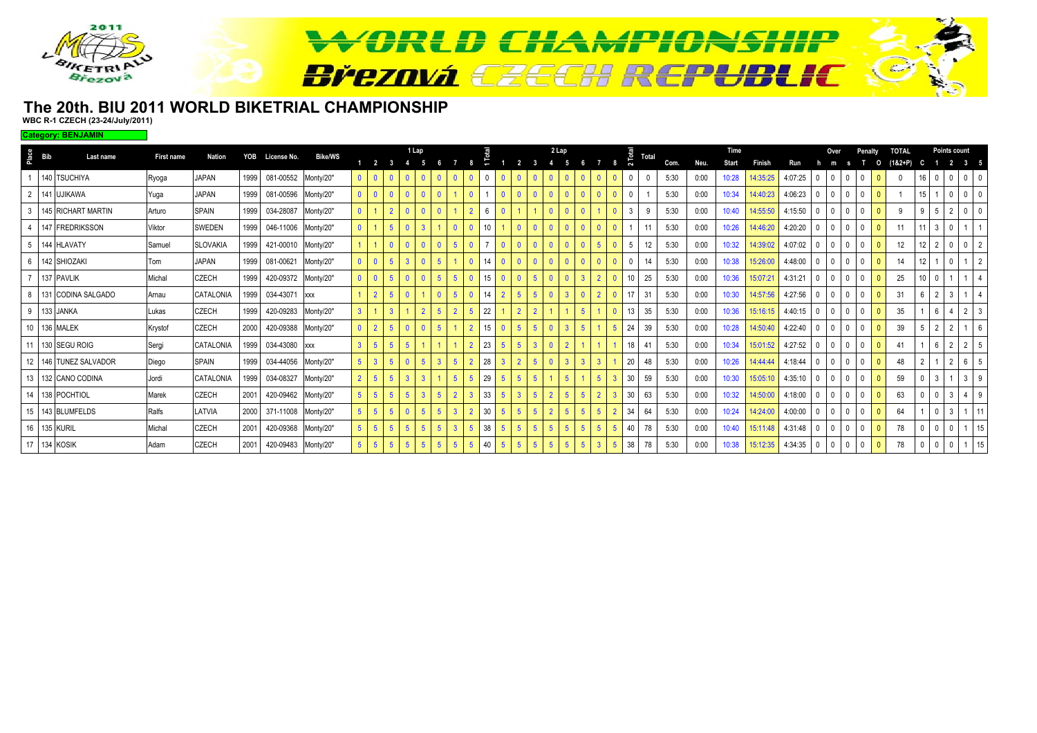# The 20th. BIU 2011 WORLD BIKETRIAL CHAMPIONSHIP

**WBC R-1 CZECH (23-24/July/2011)**

**Category: BENJAMIN**

| Place | Bib | Last name | First name | Nation | YOB | License No. | Bike/WS | 1 Lap 1 | 2 | 3 | 4 | 5 | 6 | 7 | 8 | 1 Total | 2 Lap 1 | 2 | 3 | 4 | 5 | 6 | 7 | 8 | 2 Total | Total | Com. | Neu. | Time Start | Finish | Run | Over h | m | s | Penalty T | O | TOTAL (1&2+P) | Points count C | 1 | 2 | 3 | 5 |
|---|---|---|---|---|---|---|---|---|---|---|---|---|---|---|---|---|---|---|---|---|---|---|---|---|---|---|---|---|---|---|---|---|---|---|---|---|---|---|---|---|---|---|
| 1 | 140 | TSUCHIYA | Ryoga | JAPAN | 1999 | 081-00552 | Monty/20" | 0 | 0 | 0 | 0 | 0 | 0 | 0 | 0 | 0 | 0 | 0 | 0 | 0 | 0 | 0 | 0 | 0 | 0 | 0 | 5:30 | 0:00 | 10:28 | 14:35:25 | 4:07:25 | 0 | 0 | 0 | 0 | 0 | 0 | 16 | 0 | 0 | 0 | 0 |
| 2 | 141 | UJIKAWA | Yuga | JAPAN | 1999 | 081-00596 | Monty/20" | 0 | 0 | 0 | 0 | 0 | 0 | 1 | 0 | 1 | 0 | 0 | 0 | 0 | 0 | 0 | 0 | 0 | 0 | 1 | 5:30 | 0:00 | 10:34 | 14:40:23 | 4:06:23 | 0 | 0 | 0 | 0 | 0 | 1 | 15 | 1 | 0 | 0 | 0 |
| 3 | 145 | RICHART MARTIN | Arturo | SPAIN | 1999 | 034-28087 | Monty/20" | 0 | 1 | 2 | 0 | 0 | 0 | 1 | 2 | 6 | 0 | 1 | 1 | 0 | 0 | 0 | 1 | 0 | 3 | 9 | 5:30 | 0:00 | 10:40 | 14:55:50 | 4:15:50 | 0 | 0 | 0 | 0 | 0 | 9 | 9 | 5 | 2 | 0 | 0 |
| 4 | 147 | FREDRIKSSON | Viktor | SWEDEN | 1999 | 046-11006 | Monty/20" | 0 | 1 | 5 | 0 | 3 | 1 | 0 | 0 | 10 | 1 | 0 | 0 | 0 | 0 | 0 | 0 | 0 | 1 | 11 | 5:30 | 0:00 | 10:26 | 14:46:20 | 4:20:20 | 0 | 0 | 0 | 0 | 0 | 11 | 11 | 3 | 0 | 1 | 1 |
| 5 | 144 | HLAVATY | Samuel | SLOVAKIA | 1999 | 421-00010 | Monty/20" | 1 | 1 | 0 | 0 | 0 | 0 | 5 | 0 | 7 | 0 | 0 | 0 | 0 | 0 | 0 | 5 | 0 | 5 | 12 | 5:30 | 0:00 | 10:32 | 14:39:02 | 4:07:02 | 0 | 0 | 0 | 0 | 0 | 12 | 12 | 2 | 0 | 0 | 2 |
| 6 | 142 | SHIOZAKI | Tom | JAPAN | 1999 | 081-00621 | Monty/20" | 0 | 0 | 5 | 3 | 0 | 5 | 1 | 0 | 14 | 0 | 0 | 0 | 0 | 0 | 0 | 0 | 0 | 0 | 14 | 5:30 | 0:00 | 10:38 | 15:26:00 | 4:48:00 | 0 | 0 | 0 | 0 | 0 | 14 | 12 | 1 | 0 | 1 | 2 |
| 7 | 137 | PAVLIK | Michal | CZECH | 1999 | 420-09372 | Monty/20" | 0 | 0 | 5 | 0 | 0 | 5 | 5 | 0 | 15 | 0 | 0 | 5 | 0 | 0 | 3 | 2 | 0 | 10 | 25 | 5:30 | 0:00 | 10:36 | 15:07:21 | 4:31:21 | 0 | 0 | 0 | 0 | 0 | 25 | 10 | 0 | 1 | 1 | 4 |
| 8 | 131 | CODINA SALGADO | Arnau | CATALONIA | 1999 | 034-43071 | xxx | 1 | 2 | 5 | 0 | 1 | 0 | 5 | 0 | 14 | 2 | 5 | 5 | 0 | 3 | 0 | 2 | 0 | 17 | 31 | 5:30 | 0:00 | 10:30 | 14:57:56 | 4:27:56 | 0 | 0 | 0 | 0 | 0 | 31 | 6 | 2 | 3 | 1 | 4 |
| 9 | 133 | JANKA | Lukas | CZECH | 1999 | 420-09283 | Monty/20" | 3 | 1 | 3 | 1 | 2 | 5 | 2 | 5 | 22 | 1 | 2 | 2 | 1 | 1 | 5 | 1 | 0 | 13 | 35 | 5:30 | 0:00 | 10:36 | 15:16:15 | 4:40:15 | 0 | 0 | 0 | 0 | 0 | 35 | 1 | 6 | 4 | 2 | 3 |
| 10 | 136 | MALEK | Krystof | CZECH | 2000 | 420-09388 | Monty/20" | 0 | 2 | 5 | 0 | 0 | 5 | 1 | 2 | 15 | 0 | 5 | 5 | 0 | 3 | 5 | 1 | 5 | 24 | 39 | 5:30 | 0:00 | 10:28 | 14:50:40 | 4:22:40 | 0 | 0 | 0 | 0 | 0 | 39 | 5 | 2 | 2 | 1 | 6 |
| 11 | 130 | SEGU ROIG | Sergi | CATALONIA | 1999 | 034-43080 | xxx | 3 | 5 | 5 | 5 | 1 | 1 | 1 | 2 | 23 | 5 | 5 | 3 | 0 | 2 | 1 | 1 | 1 | 18 | 41 | 5:30 | 0:00 | 10:34 | 15:01:52 | 4:27:52 | 0 | 0 | 0 | 0 | 0 | 41 | 1 | 6 | 2 | 2 | 5 |
| 12 | 146 | TUNEZ SALVADOR | Diego | SPAIN | 1999 | 034-44056 | Monty/20" | 5 | 3 | 5 | 0 | 5 | 3 | 5 | 2 | 28 | 3 | 2 | 5 | 0 | 3 | 3 | 3 | 1 | 20 | 48 | 5:30 | 0:00 | 10:26 | 14:44:44 | 4:18:44 | 0 | 0 | 0 | 0 | 0 | 48 | 2 | 1 | 2 | 6 | 5 |
| 13 | 132 | CANO CODINA | Jordi | CATALONIA | 1999 | 034-08327 | Monty/20" | 2 | 5 | 5 | 3 | 3 | 1 | 5 | 5 | 29 | 5 | 5 | 5 | 1 | 5 | 1 | 5 | 3 | 30 | 59 | 5:30 | 0:00 | 10:30 | 15:05:10 | 4:35:10 | 0 | 0 | 0 | 0 | 0 | 59 | 0 | 3 | 1 | 3 | 9 |
| 14 | 138 | POCHTIOL | Marek | CZECH | 2001 | 420-09462 | Monty/20" | 5 | 5 | 5 | 5 | 3 | 5 | 2 | 3 | 33 | 5 | 3 | 5 | 2 | 5 | 5 | 2 | 3 | 30 | 63 | 5:30 | 0:00 | 10:32 | 14:50:00 | 4:18:00 | 0 | 0 | 0 | 0 | 0 | 63 | 0 | 0 | 3 | 4 | 9 |
| 15 | 143 | BLUMFELDS | Ralfs | LATVIA | 2000 | 371-11008 | Monty/20" | 5 | 5 | 5 | 0 | 5 | 5 | 3 | 2 | 30 | 5 | 5 | 5 | 2 | 5 | 5 | 5 | 2 | 34 | 64 | 5:30 | 0:00 | 10:24 | 14:24:00 | 4:00:00 | 0 | 0 | 0 | 0 | 0 | 64 | 1 | 0 | 3 | 1 | 11 |
| 16 | 135 | KURIL | Michal | CZECH | 2001 | 420-09368 | Monty/20" | 5 | 5 | 5 | 5 | 5 | 5 | 3 | 5 | 38 | 5 | 5 | 5 | 5 | 5 | 5 | 5 | 5 | 40 | 78 | 5:30 | 0:00 | 10:40 | 15:11:48 | 4:31:48 | 0 | 0 | 0 | 0 | 0 | 78 | 0 | 0 | 0 | 1 | 15 |
| 17 | 134 | KOSIK | Adam | CZECH | 2001 | 420-09483 | Monty/20" | 5 | 5 | 5 | 5 | 5 | 5 | 5 | 5 | 40 | 5 | 5 | 5 | 5 | 5 | 5 | 3 | 5 | 38 | 78 | 5:30 | 0:00 | 10:38 | 15:12:35 | 4:34:35 | 0 | 0 | 0 | 0 | 0 | 78 | 0 | 0 | 0 | 1 | 15 |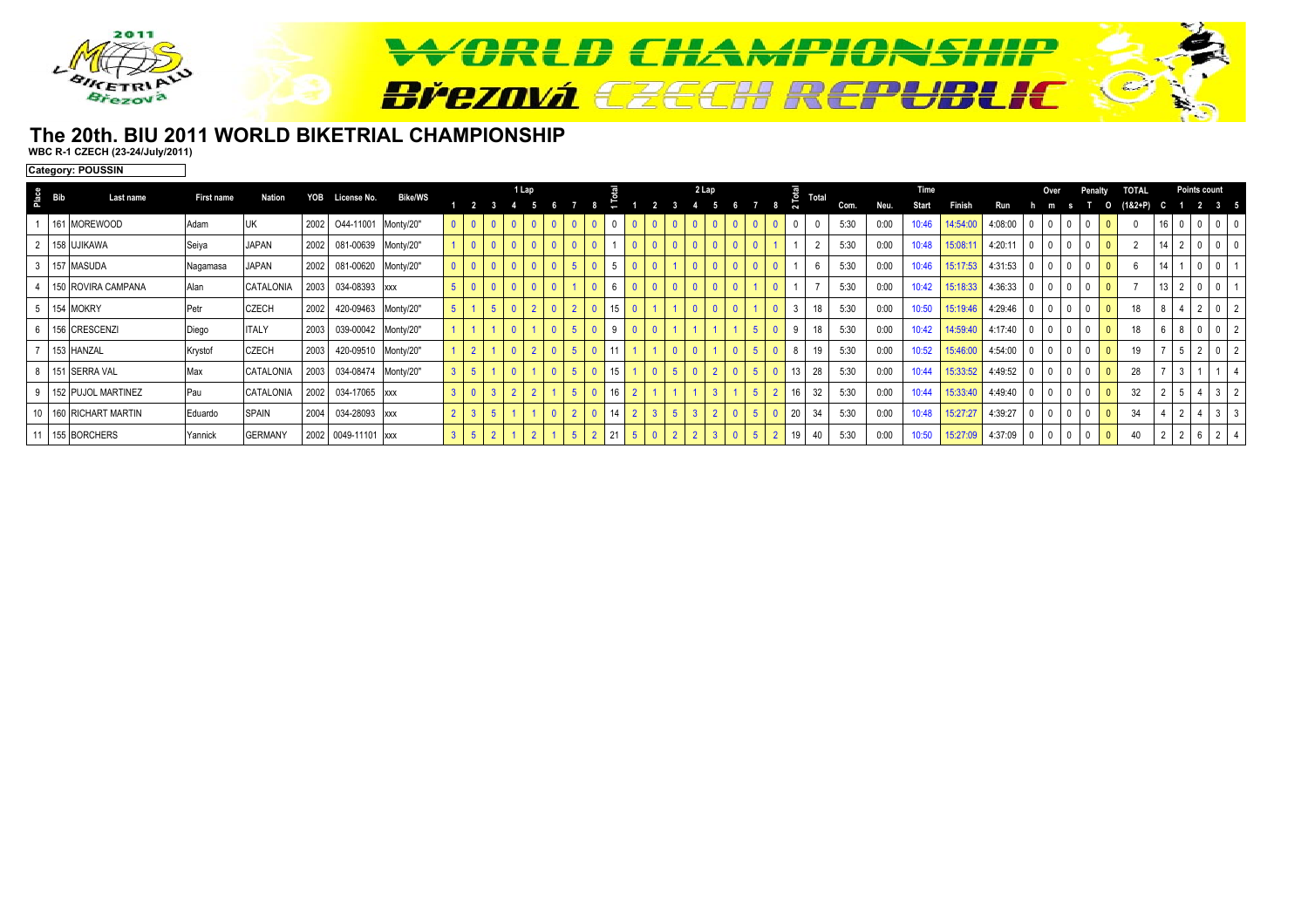# The 20th. BIU 2011 WORLD BIKETRIAL CHAMPIONSHIP

**WBC R-1 CZECH (23-24/July/2011)**

**Category: POUSSIN**

| Place | Bib | Last name | First name | Nation | YOB | License No. | Bike/WS | 1 Lap 1 | 2 | 3 | 4 | 5 | 6 | 7 | 8 | 1 Total | 2 Lap 1 | 2 | 3 | 4 | 5 | 6 | 7 | 8 | 2 Total | Total | Com. | Neu. | Start | Finish | Run | Over h | m | s | Penalty T | O | TOTAL (1&2+P) | Points count C | 1 | 2 | 3 | 5 |
|---|---|---|---|---|---|---|---|---|---|---|---|---|---|---|---|---|---|---|---|---|---|---|---|---|---|---|---|---|---|---|---|---|---|---|---|---|---|---|---|---|---|---|
| 1 | 161 | MOREWOOD | Adam | UK | 2002 | O44-11001 | Monty/20" | 0 | 0 | 0 | 0 | 0 | 0 | 0 | 0 | 0 | 0 | 0 | 0 | 0 | 0 | 0 | 0 | 0 | 0 | 0 | 5:30 | 0:00 | 10:46 | 14:54:00 | 4:08:00 | 0 | 0 | 0 | 0 | 0 | 0 | 16 | 0 | 0 | 0 | 0 |
| 2 | 158 | UJIKAWA | Seiya | JAPAN | 2002 | 081-00639 | Monty/20" | 1 | 0 | 0 | 0 | 0 | 0 | 0 | 0 | 1 | 0 | 0 | 0 | 0 | 0 | 0 | 0 | 1 | 1 | 2 | 5:30 | 0:00 | 10:48 | 15:08:11 | 4:20:11 | 0 | 0 | 0 | 0 | 0 | 2 | 14 | 2 | 0 | 0 | 0 |
| 3 | 157 | MASUDA | Nagamasa | JAPAN | 2002 | 081-00620 | Monty/20" | 0 | 0 | 0 | 0 | 0 | 0 | 5 | 0 | 5 | 0 | 0 | 1 | 0 | 0 | 0 | 0 | 0 | 1 | 6 | 5:30 | 0:00 | 10:46 | 15:17:53 | 4:31:53 | 0 | 0 | 0 | 0 | 0 | 6 | 14 | 1 | 0 | 0 | 1 |
| 4 | 150 | ROVIRA CAMPANA | Alan | CATALONIA | 2003 | 034-08393 | xxx | 5 | 0 | 0 | 0 | 0 | 0 | 1 | 0 | 6 | 0 | 0 | 0 | 0 | 0 | 0 | 1 | 0 | 1 | 7 | 5:30 | 0:00 | 10:42 | 15:18:33 | 4:36:33 | 0 | 0 | 0 | 0 | 0 | 7 | 13 | 2 | 0 | 0 | 1 |
| 5 | 154 | MOKRY | Petr | CZECH | 2002 | 420-09463 | Monty/20" | 5 | 1 | 5 | 0 | 2 | 0 | 2 | 0 | 15 | 0 | 1 | 1 | 0 | 0 | 0 | 1 | 0 | 3 | 18 | 5:30 | 0:00 | 10:50 | 15:19:46 | 4:29:46 | 0 | 0 | 0 | 0 | 0 | 18 | 8 | 4 | 2 | 0 | 2 |
| 6 | 156 | CRESCENZI | Diego | ITALY | 2003 | 039-00042 | Monty/20" | 1 | 1 | 1 | 0 | 1 | 0 | 5 | 0 | 9 | 0 | 0 | 1 | 1 | 1 | 1 | 5 | 0 | 9 | 18 | 5:30 | 0:00 | 10:42 | 14:59:40 | 4:17:40 | 0 | 0 | 0 | 0 | 0 | 18 | 6 | 8 | 0 | 0 | 2 |
| 7 | 153 | HANZAL | Krystof | CZECH | 2003 | 420-09510 | Monty/20" | 1 | 2 | 1 | 0 | 2 | 0 | 5 | 0 | 11 | 1 | 1 | 0 | 0 | 1 | 0 | 5 | 0 | 8 | 19 | 5:30 | 0:00 | 10:52 | 15:46:00 | 4:54:00 | 0 | 0 | 0 | 0 | 0 | 19 | 7 | 5 | 2 | 0 | 2 |
| 8 | 151 | SERRA VAL | Max | CATALONIA | 2003 | 034-08474 | Monty/20" | 3 | 5 | 1 | 0 | 1 | 0 | 5 | 0 | 15 | 1 | 0 | 5 | 0 | 2 | 0 | 5 | 0 | 13 | 28 | 5:30 | 0:00 | 10:44 | 15:33:52 | 4:49:52 | 0 | 0 | 0 | 0 | 0 | 28 | 7 | 3 | 1 | 1 | 4 |
| 9 | 152 | PUJOL MARTINEZ | Pau | CATALONIA | 2002 | 034-17065 | xxx | 3 | 0 | 3 | 2 | 2 | 1 | 5 | 0 | 16 | 2 | 1 | 1 | 1 | 3 | 1 | 5 | 2 | 16 | 32 | 5:30 | 0:00 | 10:44 | 15:33:40 | 4:49:40 | 0 | 0 | 0 | 0 | 0 | 32 | 2 | 5 | 4 | 3 | 2 |
| 10 | 160 | RICHART MARTIN | Eduardo | SPAIN | 2004 | 034-28093 | xxx | 2 | 3 | 5 | 1 | 1 | 0 | 2 | 0 | 14 | 2 | 3 | 5 | 3 | 2 | 0 | 5 | 0 | 20 | 34 | 5:30 | 0:00 | 10:48 | 15:27:27 | 4:39:27 | 0 | 0 | 0 | 0 | 0 | 34 | 4 | 2 | 4 | 3 | 3 |
| 11 | 155 | BORCHERS | Yannick | GERMANY | 2002 | 0049-11101 | xxx | 3 | 5 | 2 | 1 | 2 | 1 | 5 | 2 | 21 | 5 | 0 | 2 | 2 | 3 | 0 | 5 | 2 | 19 | 40 | 5:30 | 0:00 | 10:50 | 15:27:09 | 4:37:09 | 0 | 0 | 0 | 0 | 0 | 40 | 2 | 2 | 6 | 2 | 4 |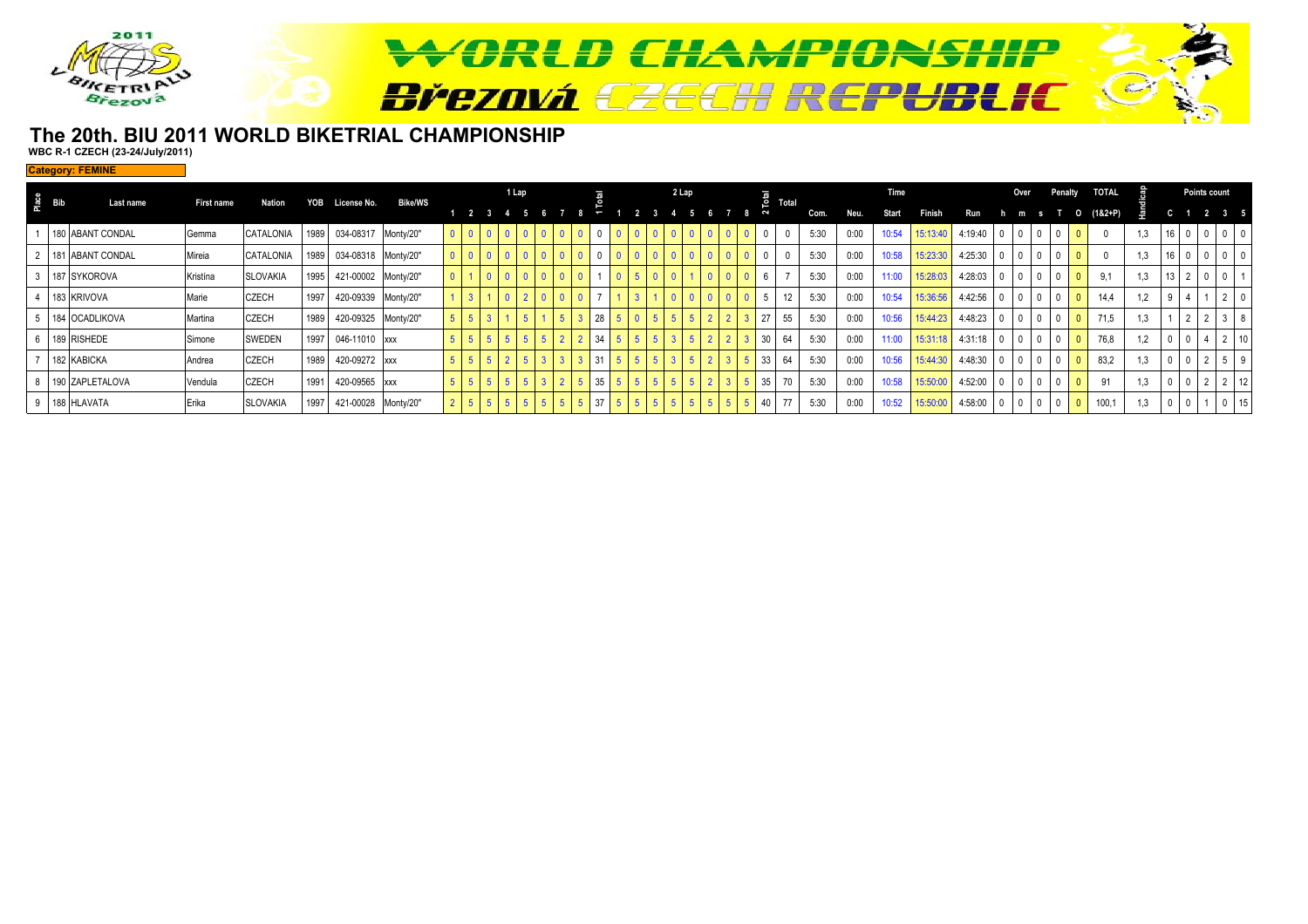# The 20th. BIU 2011 WORLD BIKETRIAL CHAMPIONSHIP

**WBC R-1 CZECH (23-24/July/2011)**

**Category: FEMINE**

| Place | Bib | Last name | First name | Nation | YOB | License No. | Bike/WS | 1 Lap 1 | 2 | 3 | 4 | 5 | 6 | 7 | 8 | 1 Total | 2 Lap 1 | 2 | 3 | 4 | 5 | 6 | 7 | 8 | 2 Total | Total | Com. | Neu. | Time Start | Finish | Run | Over h | m | s | Penalty T | O | TOTAL (1&2+P) | Handicap | Points count C | 1 | 2 | 3 | 5 |
|---|---|---|---|---|---|---|---|---|---|---|---|---|---|---|---|---|---|---|---|---|---|---|---|---|---|---|---|---|---|---|---|---|---|---|---|---|---|---|---|---|---|---|---|---|
| 1 | 180 | ABANT CONDAL | Gemma | CATALONIA | 1989 | 034-08317 | Monty/20" | 0 | 0 | 0 | 0 | 0 | 0 | 0 | 0 | 0 | 0 | 0 | 0 | 0 | 0 | 0 | 0 | 0 | 0 | 0 | 5:30 | 0:00 | 10:54 | 15:13:40 | 4:19:40 | 0 | 0 | 0 | 0 | 0 | 0 | 1,3 | 16 | 0 | 0 | 0 | 0 |
| 2 | 181 | ABANT CONDAL | Mireia | CATALONIA | 1989 | 034-08318 | Monty/20" | 0 | 0 | 0 | 0 | 0 | 0 | 0 | 0 | 0 | 0 | 0 | 0 | 0 | 0 | 0 | 0 | 0 | 0 | 0 | 5:30 | 0:00 | 10:58 | 15:23:30 | 4:25:30 | 0 | 0 | 0 | 0 | 0 | 0 | 1,3 | 16 | 0 | 0 | 0 | 0 |
| 3 | 187 | SYKOROVA | Kristina | SLOVAKIA | 1995 | 421-00002 | Monty/20" | 0 | 1 | 0 | 0 | 0 | 0 | 0 | 0 | 1 | 0 | 5 | 0 | 0 | 1 | 0 | 0 | 0 | 6 | 7 | 5:30 | 0:00 | 11:00 | 15:28:03 | 4:28:03 | 0 | 0 | 0 | 0 | 0 | 9,1 | 1,3 | 13 | 2 | 0 | 0 | 1 |
| 4 | 183 | KRIVOVA | Marie | CZECH | 1997 | 420-09339 | Monty/20" | 1 | 3 | 1 | 0 | 2 | 0 | 0 | 0 | 7 | 1 | 3 | 1 | 0 | 0 | 0 | 0 | 0 | 5 | 12 | 5:30 | 0:00 | 10:54 | 15:36:56 | 4:42:56 | 0 | 0 | 0 | 0 | 0 | 14,4 | 1,2 | 9 | 4 | 1 | 2 | 0 |
| 5 | 184 | OCADLIKOVA | Martina | CZECH | 1989 | 420-09325 | Monty/20" | 5 | 5 | 3 | 1 | 5 | 1 | 5 | 3 | 28 | 5 | 0 | 5 | 5 | 5 | 2 | 2 | 3 | 27 | 55 | 5:30 | 0:00 | 10:56 | 15:44:23 | 4:48:23 | 0 | 0 | 0 | 0 | 0 | 71,5 | 1,3 | 1 | 2 | 2 | 3 | 8 |
| 6 | 189 | RISHEDE | Simone | SWEDEN | 1997 | 046-11010 | xxx | 5 | 5 | 5 | 5 | 5 | 5 | 2 | 2 | 34 | 5 | 5 | 5 | 3 | 5 | 2 | 2 | 3 | 30 | 64 | 5:30 | 0:00 | 11:00 | 15:31:18 | 4:31:18 | 0 | 0 | 0 | 0 | 0 | 76,8 | 1,2 | 0 | 0 | 4 | 2 | 10 |
| 7 | 182 | KABICKA | Andrea | CZECH | 1989 | 420-09272 | xxx | 5 | 5 | 5 | 2 | 5 | 3 | 3 | 3 | 31 | 5 | 5 | 5 | 3 | 5 | 2 | 3 | 5 | 33 | 64 | 5:30 | 0:00 | 10:56 | 15:44:30 | 4:48:30 | 0 | 0 | 0 | 0 | 0 | 83,2 | 1,3 | 0 | 0 | 2 | 5 | 9 |
| 8 | 190 | ZAPLETALOVA | Vendula | CZECH | 1991 | 420-09565 | xxx | 5 | 5 | 5 | 5 | 5 | 3 | 2 | 5 | 35 | 5 | 5 | 5 | 5 | 5 | 2 | 3 | 5 | 35 | 70 | 5:30 | 0:00 | 10:58 | 15:50:00 | 4:52:00 | 0 | 0 | 0 | 0 | 0 | 91 | 1,3 | 0 | 0 | 2 | 2 | 12 |
| 9 | 188 | HLAVATA | Erika | SLOVAKIA | 1997 | 421-00028 | Monty/20" | 2 | 5 | 5 | 5 | 5 | 5 | 5 | 5 | 37 | 5 | 5 | 5 | 5 | 5 | 5 | 5 | 5 | 40 | 77 | 5:30 | 0:00 | 10:52 | 15:50:00 | 4:58:00 | 0 | 0 | 0 | 0 | 0 | 100,1 | 1,3 | 0 | 0 | 1 | 0 | 15 |